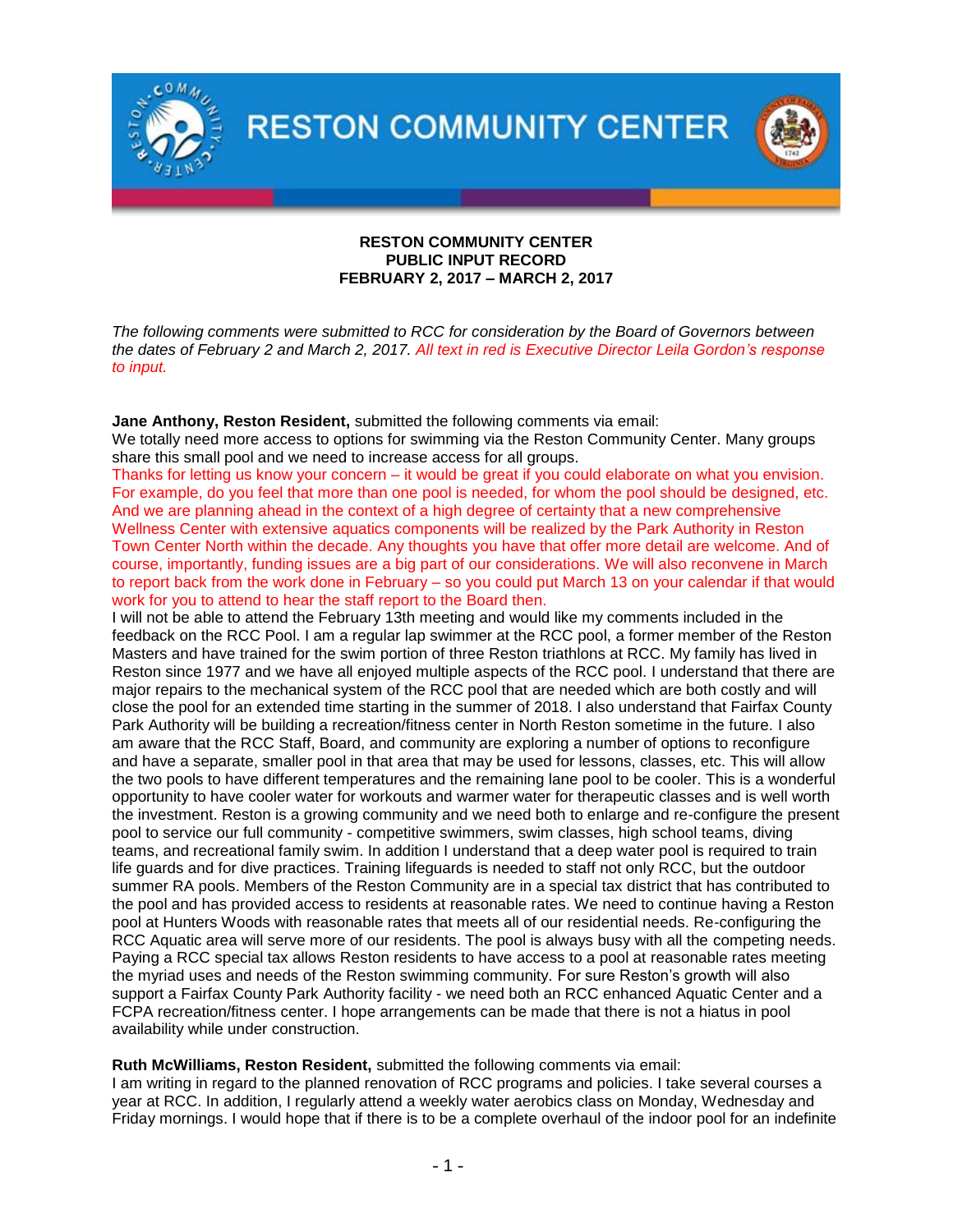# RESTON COMMUNITY CENTER

**RESTON COMMUNITY CENTER**
**PUBLIC INPUT RECORD**
**FEBRUARY 2, 2017 – MARCH 2, 2017**

*The following comments were submitted to RCC for consideration by the Board of Governors between the dates of February 2 and March 2, 2017. All text in red is Executive Director Leila Gordon's response to input.*

**Jane Anthony, Reston Resident,** submitted the following comments via email:
We totally need more access to options for swimming via the Reston Community Center. Many groups share this small pool and we need to increase access for all groups.
Thanks for letting us know your concern – it would be great if you could elaborate on what you envision. For example, do you feel that more than one pool is needed, for whom the pool should be designed, etc. And we are planning ahead in the context of a high degree of certainty that a new comprehensive Wellness Center with extensive aquatics components will be realized by the Park Authority in Reston Town Center North within the decade. Any thoughts you have that offer more detail are welcome. And of course, importantly, funding issues are a big part of our considerations. We will also reconvene in March to report back from the work done in February – so you could put March 13 on your calendar if that would work for you to attend to hear the staff report to the Board then.
I will not be able to attend the February 13th meeting and would like my comments included in the feedback on the RCC Pool. I am a regular lap swimmer at the RCC pool, a former member of the Reston Masters and have trained for the swim portion of three Reston triathlons at RCC. My family has lived in Reston since 1977 and we have all enjoyed multiple aspects of the RCC pool. I understand that there are major repairs to the mechanical system of the RCC pool that are needed which are both costly and will close the pool for an extended time starting in the summer of 2018. I also understand that Fairfax County Park Authority will be building a recreation/fitness center in North Reston sometime in the future. I also am aware that the RCC Staff, Board, and community are exploring a number of options to reconfigure and have a separate, smaller pool in that area that may be used for lessons, classes, etc. This will allow the two pools to have different temperatures and the remaining lane pool to be cooler. This is a wonderful opportunity to have cooler water for workouts and warmer water for therapeutic classes and is well worth the investment. Reston is a growing community and we need both to enlarge and re-configure the present pool to service our full community - competitive swimmers, swim classes, high school teams, diving teams, and recreational family swim. In addition I understand that a deep water pool is required to train life guards and for dive practices. Training lifeguards is needed to staff not only RCC, but the outdoor summer RA pools. Members of the Reston Community are in a special tax district that has contributed to the pool and has provided access to residents at reasonable rates. We need to continue having a Reston pool at Hunters Woods with reasonable rates that meets all of our residential needs. Re-configuring the RCC Aquatic area will serve more of our residents. The pool is always busy with all the competing needs. Paying a RCC special tax allows Reston residents to have access to a pool at reasonable rates meeting the myriad uses and needs of the Reston swimming community. For sure Reston's growth will also support a Fairfax County Park Authority facility - we need both an RCC enhanced Aquatic Center and a FCPA recreation/fitness center. I hope arrangements can be made that there is not a hiatus in pool availability while under construction.

**Ruth McWilliams, Reston Resident,** submitted the following comments via email:
I am writing in regard to the planned renovation of RCC programs and policies. I take several courses a year at RCC. In addition, I regularly attend a weekly water aerobics class on Monday, Wednesday and Friday mornings. I would hope that if there is to be a complete overhaul of the indoor pool for an indefinite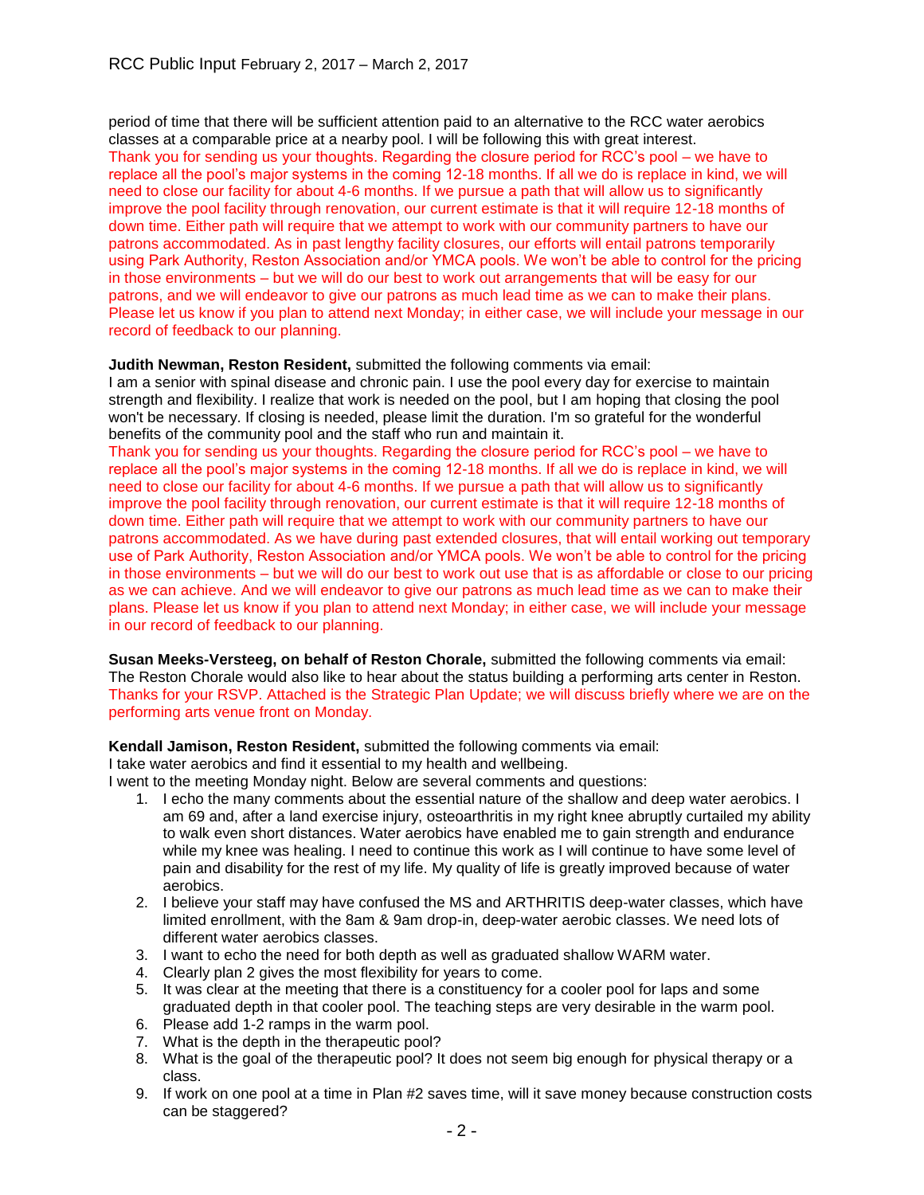period of time that there will be sufficient attention paid to an alternative to the RCC water aerobics classes at a comparable price at a nearby pool. I will be following this with great interest.
Thank you for sending us your thoughts. Regarding the closure period for RCC's pool – we have to replace all the pool's major systems in the coming 12-18 months. If all we do is replace in kind, we will need to close our facility for about 4-6 months. If we pursue a path that will allow us to significantly improve the pool facility through renovation, our current estimate is that it will require 12-18 months of down time. Either path will require that we attempt to work with our community partners to have our patrons accommodated. As in past lengthy facility closures, our efforts will entail patrons temporarily using Park Authority, Reston Association and/or YMCA pools. We won't be able to control for the pricing in those environments – but we will do our best to work out arrangements that will be easy for our patrons, and we will endeavor to give our patrons as much lead time as we can to make their plans. Please let us know if you plan to attend next Monday; in either case, we will include your message in our record of feedback to our planning.

**Judith Newman, Reston Resident,** submitted the following comments via email:
I am a senior with spinal disease and chronic pain. I use the pool every day for exercise to maintain strength and flexibility. I realize that work is needed on the pool, but I am hoping that closing the pool won't be necessary. If closing is needed, please limit the duration. I'm so grateful for the wonderful benefits of the community pool and the staff who run and maintain it.
Thank you for sending us your thoughts. Regarding the closure period for RCC's pool – we have to replace all the pool's major systems in the coming 12-18 months. If all we do is replace in kind, we will need to close our facility for about 4-6 months. If we pursue a path that will allow us to significantly improve the pool facility through renovation, our current estimate is that it will require 12-18 months of down time. Either path will require that we attempt to work with our community partners to have our patrons accommodated. As we have during past extended closures, that will entail working out temporary use of Park Authority, Reston Association and/or YMCA pools. We won't be able to control for the pricing in those environments – but we will do our best to work out use that is as affordable or close to our pricing as we can achieve. And we will endeavor to give our patrons as much lead time as we can to make their plans. Please let us know if you plan to attend next Monday; in either case, we will include your message in our record of feedback to our planning.

**Susan Meeks-Versteeg, on behalf of Reston Chorale,** submitted the following comments via email:
The Reston Chorale would also like to hear about the status building a performing arts center in Reston.
Thanks for your RSVP. Attached is the Strategic Plan Update; we will discuss briefly where we are on the performing arts venue front on Monday.

**Kendall Jamison, Reston Resident,** submitted the following comments via email:
I take water aerobics and find it essential to my health and wellbeing.
I went to the meeting Monday night. Below are several comments and questions:

1. I echo the many comments about the essential nature of the shallow and deep water aerobics. I am 69 and, after a land exercise injury, osteoarthritis in my right knee abruptly curtailed my ability to walk even short distances. Water aerobics have enabled me to gain strength and endurance while my knee was healing. I need to continue this work as I will continue to have some level of pain and disability for the rest of my life. My quality of life is greatly improved because of water aerobics.
2. I believe your staff may have confused the MS and ARTHRITIS deep-water classes, which have limited enrollment, with the 8am & 9am drop-in, deep-water aerobic classes. We need lots of different water aerobics classes.
3. I want to echo the need for both depth as well as graduated shallow WARM water.
4. Clearly plan 2 gives the most flexibility for years to come.
5. It was clear at the meeting that there is a constituency for a cooler pool for laps and some graduated depth in that cooler pool. The teaching steps are very desirable in the warm pool.
6. Please add 1-2 ramps in the warm pool.
7. What is the depth in the therapeutic pool?
8. What is the goal of the therapeutic pool? It does not seem big enough for physical therapy or a class.
9. If work on one pool at a time in Plan #2 saves time, will it save money because construction costs can be staggered?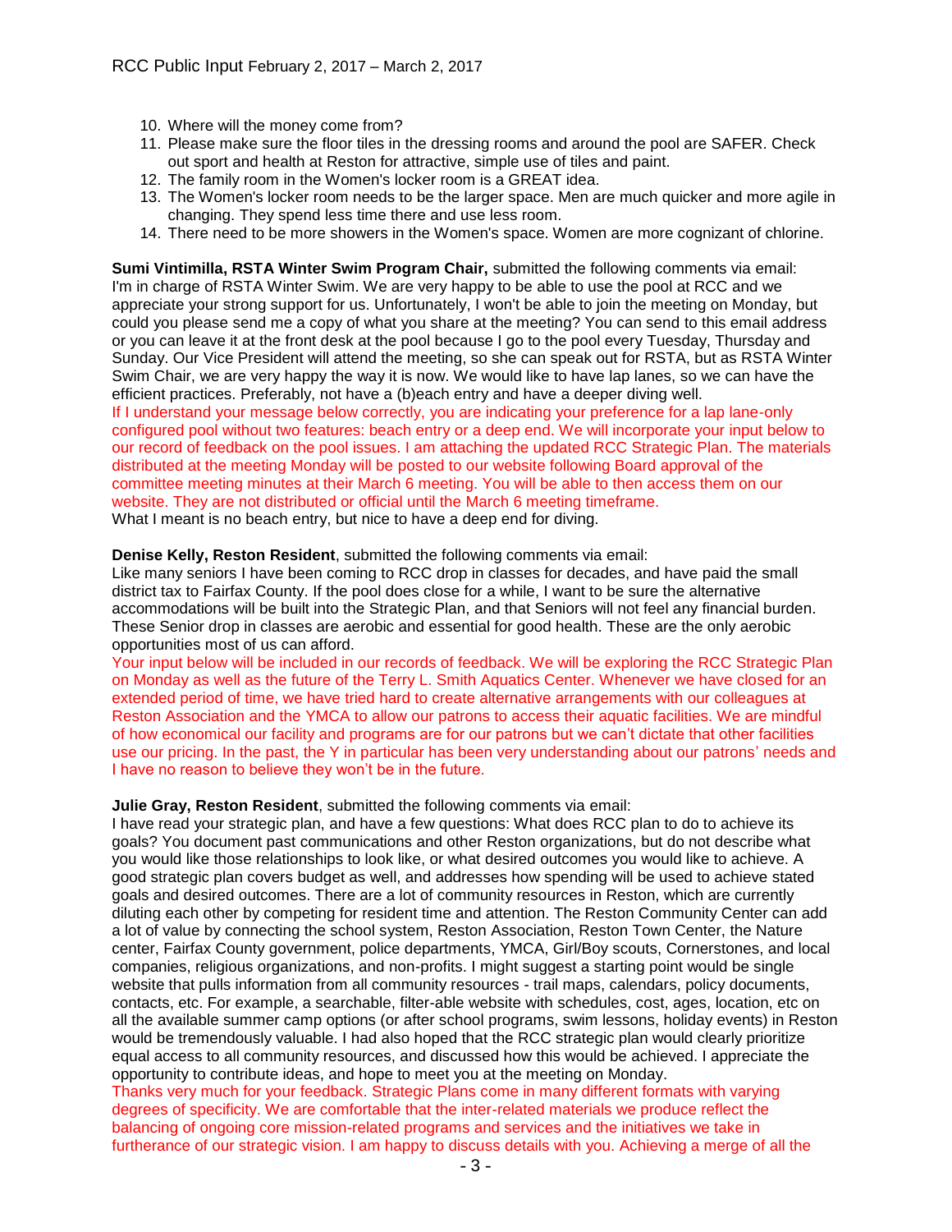10. Where will the money come from?
11. Please make sure the floor tiles in the dressing rooms and around the pool are SAFER. Check out sport and health at Reston for attractive, simple use of tiles and paint.
12. The family room in the Women's locker room is a GREAT idea.
13. The Women's locker room needs to be the larger space. Men are much quicker and more agile in changing. They spend less time there and use less room.
14. There need to be more showers in the Women's space. Women are more cognizant of chlorine.

**Sumi Vintimilla, RSTA Winter Swim Program Chair,** submitted the following comments via email:
I'm in charge of RSTA Winter Swim. We are very happy to be able to use the pool at RCC and we appreciate your strong support for us. Unfortunately, I won't be able to join the meeting on Monday, but could you please send me a copy of what you share at the meeting? You can send to this email address or you can leave it at the front desk at the pool because I go to the pool every Tuesday, Thursday and Sunday. Our Vice President will attend the meeting, so she can speak out for RSTA, but as RSTA Winter Swim Chair, we are very happy the way it is now. We would like to have lap lanes, so we can have the efficient practices. Preferably, not have a (b)each entry and have a deeper diving well.
If I understand your message below correctly, you are indicating your preference for a lap lane-only configured pool without two features: beach entry or a deep end. We will incorporate your input below to our record of feedback on the pool issues. I am attaching the updated RCC Strategic Plan. The materials distributed at the meeting Monday will be posted to our website following Board approval of the committee meeting minutes at their March 6 meeting. You will be able to then access them on our website. They are not distributed or official until the March 6 meeting timeframe.
What I meant is no beach entry, but nice to have a deep end for diving.

**Denise Kelly, Reston Resident**, submitted the following comments via email:
Like many seniors I have been coming to RCC drop in classes for decades, and have paid the small district tax to Fairfax County. If the pool does close for a while, I want to be sure the alternative accommodations will be built into the Strategic Plan, and that Seniors will not feel any financial burden. These Senior drop in classes are aerobic and essential for good health. These are the only aerobic opportunities most of us can afford.
Your input below will be included in our records of feedback. We will be exploring the RCC Strategic Plan on Monday as well as the future of the Terry L. Smith Aquatics Center. Whenever we have closed for an extended period of time, we have tried hard to create alternative arrangements with our colleagues at Reston Association and the YMCA to allow our patrons to access their aquatic facilities. We are mindful of how economical our facility and programs are for our patrons but we can't dictate that other facilities use our pricing. In the past, the Y in particular has been very understanding about our patrons' needs and I have no reason to believe they won't be in the future.

**Julie Gray, Reston Resident**, submitted the following comments via email:
I have read your strategic plan, and have a few questions: What does RCC plan to do to achieve its goals? You document past communications and other Reston organizations, but do not describe what you would like those relationships to look like, or what desired outcomes you would like to achieve. A good strategic plan covers budget as well, and addresses how spending will be used to achieve stated goals and desired outcomes. There are a lot of community resources in Reston, which are currently diluting each other by competing for resident time and attention. The Reston Community Center can add a lot of value by connecting the school system, Reston Association, Reston Town Center, the Nature center, Fairfax County government, police departments, YMCA, Girl/Boy scouts, Cornerstones, and local companies, religious organizations, and non-profits. I might suggest a starting point would be single website that pulls information from all community resources - trail maps, calendars, policy documents, contacts, etc. For example, a searchable, filter-able website with schedules, cost, ages, location, etc on all the available summer camp options (or after school programs, swim lessons, holiday events) in Reston would be tremendously valuable. I had also hoped that the RCC strategic plan would clearly prioritize equal access to all community resources, and discussed how this would be achieved. I appreciate the opportunity to contribute ideas, and hope to meet you at the meeting on Monday.
Thanks very much for your feedback. Strategic Plans come in many different formats with varying degrees of specificity. We are comfortable that the inter-related materials we produce reflect the balancing of ongoing core mission-related programs and services and the initiatives we take in furtherance of our strategic vision. I am happy to discuss details with you. Achieving a merge of all the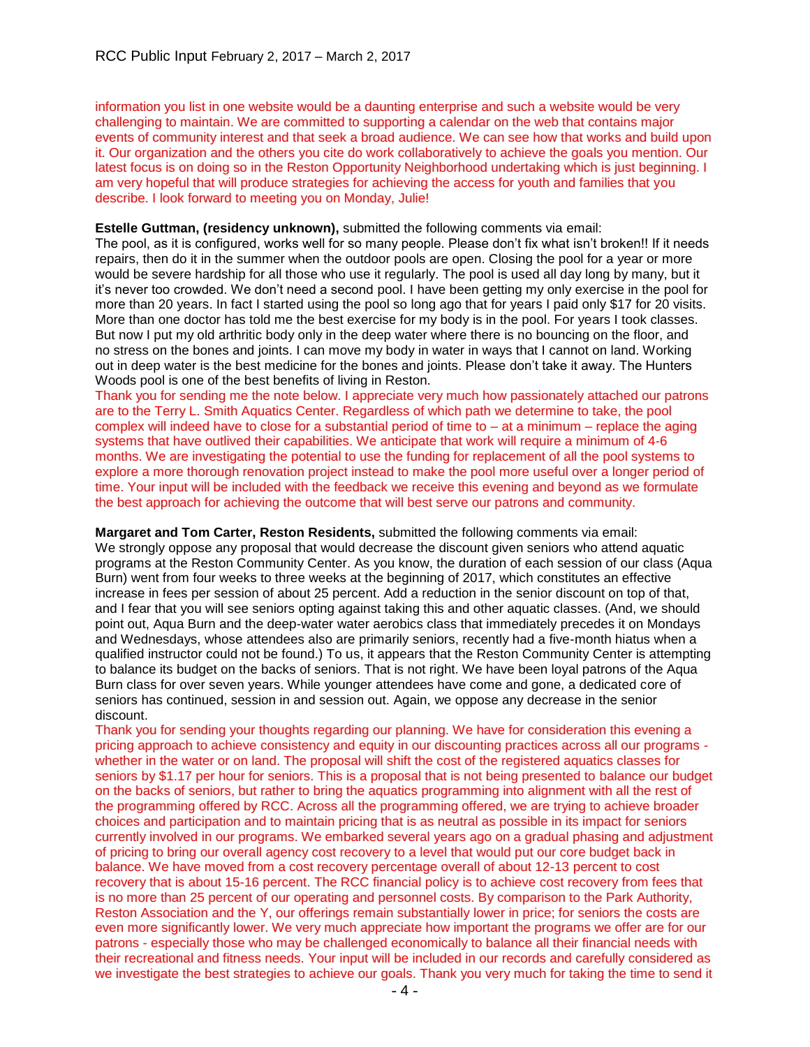information you list in one website would be a daunting enterprise and such a website would be very challenging to maintain. We are committed to supporting a calendar on the web that contains major events of community interest and that seek a broad audience. We can see how that works and build upon it. Our organization and the others you cite do work collaboratively to achieve the goals you mention. Our latest focus is on doing so in the Reston Opportunity Neighborhood undertaking which is just beginning. I am very hopeful that will produce strategies for achieving the access for youth and families that you describe. I look forward to meeting you on Monday, Julie!

**Estelle Guttman, (residency unknown),** submitted the following comments via email:
The pool, as it is configured, works well for so many people. Please don't fix what isn't broken!! If it needs repairs, then do it in the summer when the outdoor pools are open. Closing the pool for a year or more would be severe hardship for all those who use it regularly. The pool is used all day long by many, but it it's never too crowded. We don't need a second pool. I have been getting my only exercise in the pool for more than 20 years. In fact I started using the pool so long ago that for years I paid only $17 for 20 visits. More than one doctor has told me the best exercise for my body is in the pool. For years I took classes. But now I put my old arthritic body only in the deep water where there is no bouncing on the floor, and no stress on the bones and joints. I can move my body in water in ways that I cannot on land. Working out in deep water is the best medicine for the bones and joints. Please don't take it away. The Hunters Woods pool is one of the best benefits of living in Reston.
Thank you for sending me the note below. I appreciate very much how passionately attached our patrons are to the Terry L. Smith Aquatics Center. Regardless of which path we determine to take, the pool complex will indeed have to close for a substantial period of time to – at a minimum – replace the aging systems that have outlived their capabilities. We anticipate that work will require a minimum of 4-6 months. We are investigating the potential to use the funding for replacement of all the pool systems to explore a more thorough renovation project instead to make the pool more useful over a longer period of time. Your input will be included with the feedback we receive this evening and beyond as we formulate the best approach for achieving the outcome that will best serve our patrons and community.

**Margaret and Tom Carter, Reston Residents,** submitted the following comments via email:
We strongly oppose any proposal that would decrease the discount given seniors who attend aquatic programs at the Reston Community Center. As you know, the duration of each session of our class (Aqua Burn) went from four weeks to three weeks at the beginning of 2017, which constitutes an effective increase in fees per session of about 25 percent. Add a reduction in the senior discount on top of that, and I fear that you will see seniors opting against taking this and other aquatic classes. (And, we should point out, Aqua Burn and the deep-water water aerobics class that immediately precedes it on Mondays and Wednesdays, whose attendees also are primarily seniors, recently had a five-month hiatus when a qualified instructor could not be found.) To us, it appears that the Reston Community Center is attempting to balance its budget on the backs of seniors. That is not right. We have been loyal patrons of the Aqua Burn class for over seven years. While younger attendees have come and gone, a dedicated core of seniors has continued, session in and session out. Again, we oppose any decrease in the senior discount.
Thank you for sending your thoughts regarding our planning. We have for consideration this evening a pricing approach to achieve consistency and equity in our discounting practices across all our programs - whether in the water or on land. The proposal will shift the cost of the registered aquatics classes for seniors by $1.17 per hour for seniors. This is a proposal that is not being presented to balance our budget on the backs of seniors, but rather to bring the aquatics programming into alignment with all the rest of the programming offered by RCC. Across all the programming offered, we are trying to achieve broader choices and participation and to maintain pricing that is as neutral as possible in its impact for seniors currently involved in our programs. We embarked several years ago on a gradual phasing and adjustment of pricing to bring our overall agency cost recovery to a level that would put our core budget back in balance. We have moved from a cost recovery percentage overall of about 12-13 percent to cost recovery that is about 15-16 percent. The RCC financial policy is to achieve cost recovery from fees that is no more than 25 percent of our operating and personnel costs. By comparison to the Park Authority, Reston Association and the Y, our offerings remain substantially lower in price; for seniors the costs are even more significantly lower. We very much appreciate how important the programs we offer are for our patrons - especially those who may be challenged economically to balance all their financial needs with their recreational and fitness needs. Your input will be included in our records and carefully considered as we investigate the best strategies to achieve our goals. Thank you very much for taking the time to send it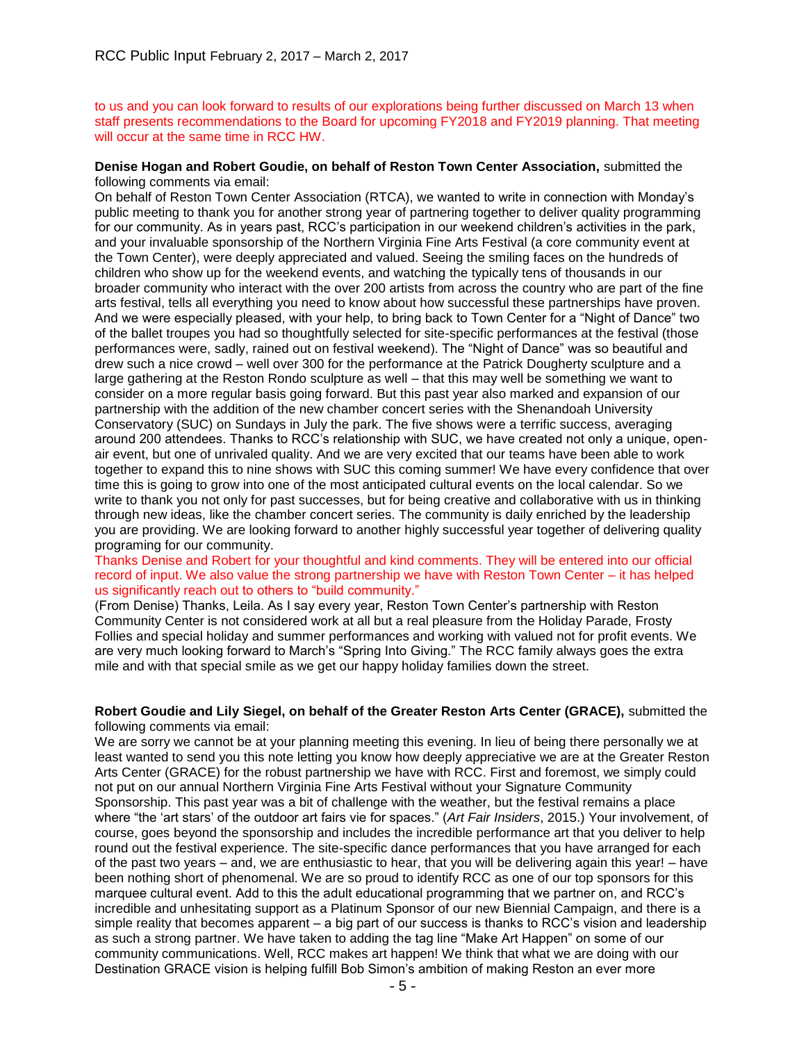to us and you can look forward to results of our explorations being further discussed on March 13 when staff presents recommendations to the Board for upcoming FY2018 and FY2019 planning. That meeting will occur at the same time in RCC HW.

**Denise Hogan and Robert Goudie, on behalf of Reston Town Center Association,** submitted the following comments via email:

On behalf of Reston Town Center Association (RTCA), we wanted to write in connection with Monday's public meeting to thank you for another strong year of partnering together to deliver quality programming for our community. As in years past, RCC's participation in our weekend children's activities in the park, and your invaluable sponsorship of the Northern Virginia Fine Arts Festival (a core community event at the Town Center), were deeply appreciated and valued. Seeing the smiling faces on the hundreds of children who show up for the weekend events, and watching the typically tens of thousands in our broader community who interact with the over 200 artists from across the country who are part of the fine arts festival, tells all everything you need to know about how successful these partnerships have proven. And we were especially pleased, with your help, to bring back to Town Center for a "Night of Dance" two of the ballet troupes you had so thoughtfully selected for site-specific performances at the festival (those performances were, sadly, rained out on festival weekend). The "Night of Dance" was so beautiful and drew such a nice crowd – well over 300 for the performance at the Patrick Dougherty sculpture and a large gathering at the Reston Rondo sculpture as well – that this may well be something we want to consider on a more regular basis going forward. But this past year also marked and expansion of our partnership with the addition of the new chamber concert series with the Shenandoah University Conservatory (SUC) on Sundays in July the park. The five shows were a terrific success, averaging around 200 attendees. Thanks to RCC's relationship with SUC, we have created not only a unique, open-air event, but one of unrivaled quality. And we are very excited that our teams have been able to work together to expand this to nine shows with SUC this coming summer! We have every confidence that over time this is going to grow into one of the most anticipated cultural events on the local calendar. So we write to thank you not only for past successes, but for being creative and collaborative with us in thinking through new ideas, like the chamber concert series. The community is daily enriched by the leadership you are providing. We are looking forward to another highly successful year together of delivering quality programing for our community.

Thanks Denise and Robert for your thoughtful and kind comments. They will be entered into our official record of input. We also value the strong partnership we have with Reston Town Center – it has helped us significantly reach out to others to "build community."

(From Denise) Thanks, Leila. As I say every year, Reston Town Center's partnership with Reston Community Center is not considered work at all but a real pleasure from the Holiday Parade, Frosty Follies and special holiday and summer performances and working with valued not for profit events. We are very much looking forward to March's "Spring Into Giving." The RCC family always goes the extra mile and with that special smile as we get our happy holiday families down the street.

**Robert Goudie and Lily Siegel, on behalf of the Greater Reston Arts Center (GRACE),** submitted the following comments via email:

We are sorry we cannot be at your planning meeting this evening. In lieu of being there personally we at least wanted to send you this note letting you know how deeply appreciative we are at the Greater Reston Arts Center (GRACE) for the robust partnership we have with RCC. First and foremost, we simply could not put on our annual Northern Virginia Fine Arts Festival without your Signature Community Sponsorship. This past year was a bit of challenge with the weather, but the festival remains a place where "the 'art stars' of the outdoor art fairs vie for spaces." (*Art Fair Insiders*, 2015.) Your involvement, of course, goes beyond the sponsorship and includes the incredible performance art that you deliver to help round out the festival experience. The site-specific dance performances that you have arranged for each of the past two years – and, we are enthusiastic to hear, that you will be delivering again this year! – have been nothing short of phenomenal. We are so proud to identify RCC as one of our top sponsors for this marquee cultural event. Add to this the adult educational programming that we partner on, and RCC's incredible and unhesitating support as a Platinum Sponsor of our new Biennial Campaign, and there is a simple reality that becomes apparent – a big part of our success is thanks to RCC's vision and leadership as such a strong partner. We have taken to adding the tag line "Make Art Happen" on some of our community communications. Well, RCC makes art happen! We think that what we are doing with our Destination GRACE vision is helping fulfill Bob Simon's ambition of making Reston an ever more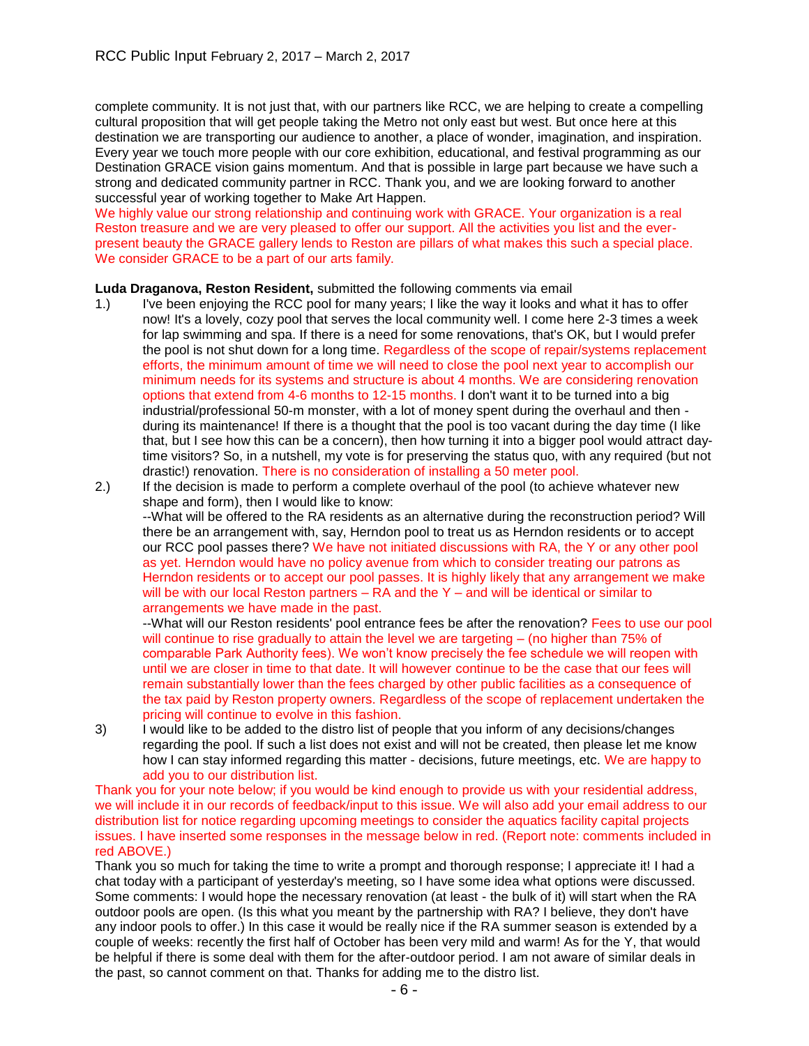complete community. It is not just that, with our partners like RCC, we are helping to create a compelling cultural proposition that will get people taking the Metro not only east but west. But once here at this destination we are transporting our audience to another, a place of wonder, imagination, and inspiration. Every year we touch more people with our core exhibition, educational, and festival programming as our Destination GRACE vision gains momentum. And that is possible in large part because we have such a strong and dedicated community partner in RCC. Thank you, and we are looking forward to another successful year of working together to Make Art Happen.
We highly value our strong relationship and continuing work with GRACE. Your organization is a real Reston treasure and we are very pleased to offer our support. All the activities you list and the ever-present beauty the GRACE gallery lends to Reston are pillars of what makes this such a special place. We consider GRACE to be a part of our arts family.

**Luda Draganova, Reston Resident,** submitted the following comments via email

1.) I've been enjoying the RCC pool for many years; I like the way it looks and what it has to offer now! It's a lovely, cozy pool that serves the local community well. I come here 2-3 times a week for lap swimming and spa. If there is a need for some renovations, that's OK, but I would prefer the pool is not shut down for a long time. Regardless of the scope of repair/systems replacement efforts, the minimum amount of time we will need to close the pool next year to accomplish our minimum needs for its systems and structure is about 4 months. We are considering renovation options that extend from 4-6 months to 12-15 months. I don't want it to be turned into a big industrial/professional 50-m monster, with a lot of money spent during the overhaul and then - during its maintenance! If there is a thought that the pool is too vacant during the day time (I like that, but I see how this can be a concern), then how turning it into a bigger pool would attract day-time visitors? So, in a nutshell, my vote is for preserving the status quo, with any required (but not drastic!) renovation. There is no consideration of installing a 50 meter pool.

2.) If the decision is made to perform a complete overhaul of the pool (to achieve whatever new shape and form), then I would like to know:
--What will be offered to the RA residents as an alternative during the reconstruction period? Will there be an arrangement with, say, Herndon pool to treat us as Herndon residents or to accept our RCC pool passes there? We have not initiated discussions with RA, the Y or any other pool as yet. Herndon would have no policy avenue from which to consider treating our patrons as Herndon residents or to accept our pool passes. It is highly likely that any arrangement we make will be with our local Reston partners – RA and the Y – and will be identical or similar to arrangements we have made in the past.
--What will our Reston residents' pool entrance fees be after the renovation? Fees to use our pool will continue to rise gradually to attain the level we are targeting – (no higher than 75% of comparable Park Authority fees). We won't know precisely the fee schedule we will reopen with until we are closer in time to that date. It will however continue to be the case that our fees will remain substantially lower than the fees charged by other public facilities as a consequence of the tax paid by Reston property owners. Regardless of the scope of replacement undertaken the pricing will continue to evolve in this fashion.

3) I would like to be added to the distro list of people that you inform of any decisions/changes regarding the pool. If such a list does not exist and will not be created, then please let me know how I can stay informed regarding this matter - decisions, future meetings, etc. We are happy to add you to our distribution list.

Thank you for your note below; if you would be kind enough to provide us with your residential address, we will include it in our records of feedback/input to this issue. We will also add your email address to our distribution list for notice regarding upcoming meetings to consider the aquatics facility capital projects issues. I have inserted some responses in the message below in red. (Report note: comments included in red ABOVE.)

Thank you so much for taking the time to write a prompt and thorough response; I appreciate it! I had a chat today with a participant of yesterday's meeting, so I have some idea what options were discussed. Some comments: I would hope the necessary renovation (at least - the bulk of it) will start when the RA outdoor pools are open. (Is this what you meant by the partnership with RA? I believe, they don't have any indoor pools to offer.) In this case it would be really nice if the RA summer season is extended by a couple of weeks: recently the first half of October has been very mild and warm! As for the Y, that would be helpful if there is some deal with them for the after-outdoor period. I am not aware of similar deals in the past, so cannot comment on that. Thanks for adding me to the distro list.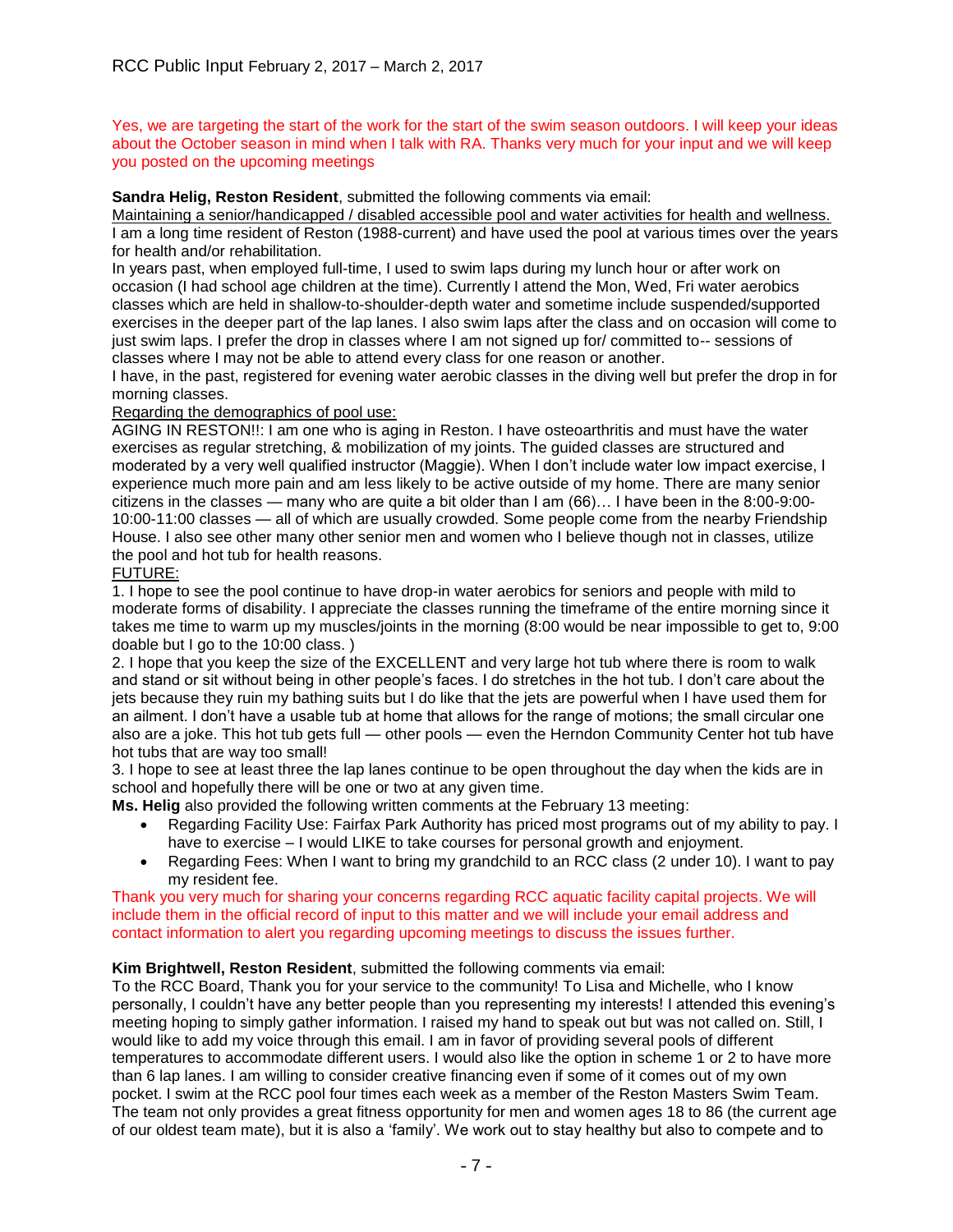Yes, we are targeting the start of the work for the start of the swim season outdoors. I will keep your ideas about the October season in mind when I talk with RA. Thanks very much for your input and we will keep you posted on the upcoming meetings

**Sandra Helig, Reston Resident**, submitted the following comments via email:

Maintaining a senior/handicapped / disabled accessible pool and water activities for health and wellness.

I am a long time resident of Reston (1988-current) and have used the pool at various times over the years for health and/or rehabilitation.

In years past, when employed full-time, I used to swim laps during my lunch hour or after work on occasion (I had school age children at the time). Currently I attend the Mon, Wed, Fri water aerobics classes which are held in shallow-to-shoulder-depth water and sometime include suspended/supported exercises in the deeper part of the lap lanes. I also swim laps after the class and on occasion will come to just swim laps. I prefer the drop in classes where I am not signed up for/ committed to-- sessions of classes where I may not be able to attend every class for one reason or another.

I have, in the past, registered for evening water aerobic classes in the diving well but prefer the drop in for morning classes.

Regarding the demographics of pool use:

AGING IN RESTON!!: I am one who is aging in Reston. I have osteoarthritis and must have the water exercises as regular stretching, & mobilization of my joints. The guided classes are structured and moderated by a very well qualified instructor (Maggie). When I don't include water low impact exercise, I experience much more pain and am less likely to be active outside of my home. There are many senior citizens in the classes — many who are quite a bit older than I am (66)… I have been in the 8:00-9:00-10:00-11:00 classes — all of which are usually crowded. Some people come from the nearby Friendship House. I also see other many other senior men and women who I believe though not in classes, utilize the pool and hot tub for health reasons.

FUTURE:

1. I hope to see the pool continue to have drop-in water aerobics for seniors and people with mild to moderate forms of disability. I appreciate the classes running the timeframe of the entire morning since it takes me time to warm up my muscles/joints in the morning (8:00 would be near impossible to get to, 9:00 doable but I go to the 10:00 class. )
2. I hope that you keep the size of the EXCELLENT and very large hot tub where there is room to walk and stand or sit without being in other people's faces. I do stretches in the hot tub. I don't care about the jets because they ruin my bathing suits but I do like that the jets are powerful when I have used them for an ailment. I don't have a usable tub at home that allows for the range of motions; the small circular one also are a joke. This hot tub gets full — other pools — even the Herndon Community Center hot tub have hot tubs that are way too small!
3. I hope to see at least three the lap lanes continue to be open throughout the day when the kids are in school and hopefully there will be one or two at any given time.

**Ms. Helig** also provided the following written comments at the February 13 meeting:

- Regarding Facility Use: Fairfax Park Authority has priced most programs out of my ability to pay. I have to exercise – I would LIKE to take courses for personal growth and enjoyment.
- Regarding Fees: When I want to bring my grandchild to an RCC class (2 under 10). I want to pay my resident fee.

Thank you very much for sharing your concerns regarding RCC aquatic facility capital projects. We will include them in the official record of input to this matter and we will include your email address and contact information to alert you regarding upcoming meetings to discuss the issues further.

**Kim Brightwell, Reston Resident**, submitted the following comments via email:

To the RCC Board, Thank you for your service to the community! To Lisa and Michelle, who I know personally, I couldn't have any better people than you representing my interests! I attended this evening's meeting hoping to simply gather information. I raised my hand to speak out but was not called on. Still, I would like to add my voice through this email. I am in favor of providing several pools of different temperatures to accommodate different users. I would also like the option in scheme 1 or 2 to have more than 6 lap lanes. I am willing to consider creative financing even if some of it comes out of my own pocket. I swim at the RCC pool four times each week as a member of the Reston Masters Swim Team. The team not only provides a great fitness opportunity for men and women ages 18 to 86 (the current age of our oldest team mate), but it is also a 'family'. We work out to stay healthy but also to compete and to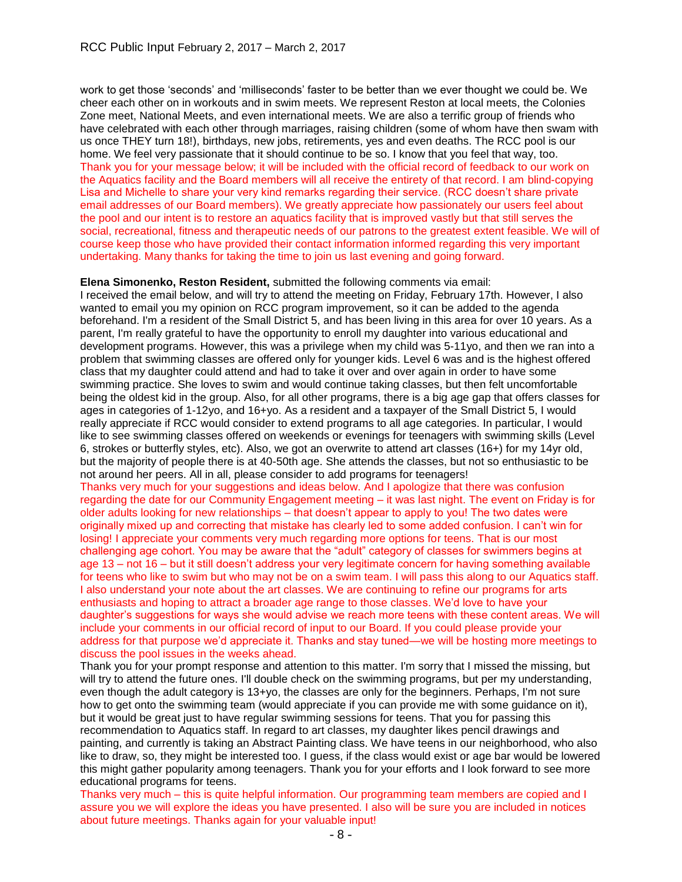work to get those 'seconds' and 'milliseconds' faster to be better than we ever thought we could be. We cheer each other on in workouts and in swim meets. We represent Reston at local meets, the Colonies Zone meet, National Meets, and even international meets. We are also a terrific group of friends who have celebrated with each other through marriages, raising children (some of whom have then swam with us once THEY turn 18!), birthdays, new jobs, retirements, yes and even deaths. The RCC pool is our home. We feel very passionate that it should continue to be so. I know that you feel that way, too.
Thank you for your message below; it will be included with the official record of feedback to our work on the Aquatics facility and the Board members will all receive the entirety of that record. I am blind-copying Lisa and Michelle to share your very kind remarks regarding their service. (RCC doesn't share private email addresses of our Board members). We greatly appreciate how passionately our users feel about the pool and our intent is to restore an aquatics facility that is improved vastly but that still serves the social, recreational, fitness and therapeutic needs of our patrons to the greatest extent feasible. We will of course keep those who have provided their contact information informed regarding this very important undertaking. Many thanks for taking the time to join us last evening and going forward.

**Elena Simonenko, Reston Resident,** submitted the following comments via email:
I received the email below, and will try to attend the meeting on Friday, February 17th. However, I also wanted to email you my opinion on RCC program improvement, so it can be added to the agenda beforehand. I'm a resident of the Small District 5, and has been living in this area for over 10 years. As a parent, I'm really grateful to have the opportunity to enroll my daughter into various educational and development programs. However, this was a privilege when my child was 5-11yo, and then we ran into a problem that swimming classes are offered only for younger kids. Level 6 was and is the highest offered class that my daughter could attend and had to take it over and over again in order to have some swimming practice. She loves to swim and would continue taking classes, but then felt uncomfortable being the oldest kid in the group. Also, for all other programs, there is a big age gap that offers classes for ages in categories of 1-12yo, and 16+yo. As a resident and a taxpayer of the Small District 5, I would really appreciate if RCC would consider to extend programs to all age categories. In particular, I would like to see swimming classes offered on weekends or evenings for teenagers with swimming skills (Level 6, strokes or butterfly styles, etc). Also, we got an overwrite to attend art classes (16+) for my 14yr old, but the majority of people there is at 40-50th age. She attends the classes, but not so enthusiastic to be not around her peers. All in all, please consider to add programs for teenagers!
Thanks very much for your suggestions and ideas below. And I apologize that there was confusion regarding the date for our Community Engagement meeting – it was last night. The event on Friday is for older adults looking for new relationships – that doesn't appear to apply to you! The two dates were originally mixed up and correcting that mistake has clearly led to some added confusion. I can't win for losing! I appreciate your comments very much regarding more options for teens. That is our most challenging age cohort. You may be aware that the "adult" category of classes for swimmers begins at age 13 – not 16 – but it still doesn't address your very legitimate concern for having something available for teens who like to swim but who may not be on a swim team. I will pass this along to our Aquatics staff. I also understand your note about the art classes. We are continuing to refine our programs for arts enthusiasts and hoping to attract a broader age range to those classes. We'd love to have your daughter's suggestions for ways she would advise we reach more teens with these content areas. We will include your comments in our official record of input to our Board. If you could please provide your address for that purpose we'd appreciate it. Thanks and stay tuned—we will be hosting more meetings to discuss the pool issues in the weeks ahead.
Thank you for your prompt response and attention to this matter. I'm sorry that I missed the missing, but will try to attend the future ones. I'll double check on the swimming programs, but per my understanding, even though the adult category is 13+yo, the classes are only for the beginners. Perhaps, I'm not sure how to get onto the swimming team (would appreciate if you can provide me with some guidance on it), but it would be great just to have regular swimming sessions for teens. That you for passing this recommendation to Aquatics staff. In regard to art classes, my daughter likes pencil drawings and painting, and currently is taking an Abstract Painting class. We have teens in our neighborhood, who also like to draw, so, they might be interested too. I guess, if the class would exist or age bar would be lowered this might gather popularity among teenagers. Thank you for your efforts and I look forward to see more educational programs for teens.
Thanks very much – this is quite helpful information. Our programming team members are copied and I assure you we will explore the ideas you have presented. I also will be sure you are included in notices about future meetings. Thanks again for your valuable input!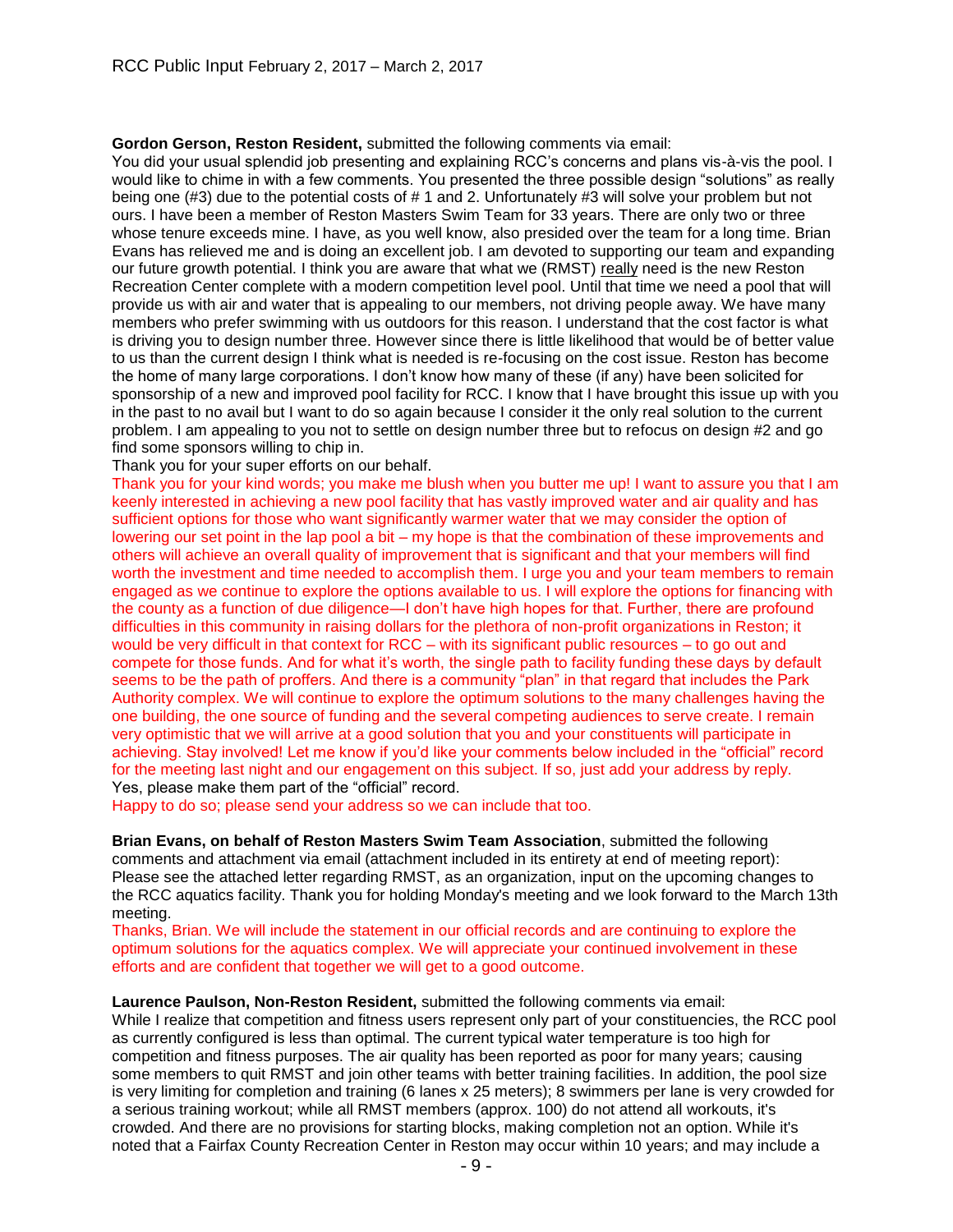**Gordon Gerson, Reston Resident,** submitted the following comments via email:
You did your usual splendid job presenting and explaining RCC's concerns and plans vis-à-vis the pool. I would like to chime in with a few comments. You presented the three possible design "solutions" as really being one (#3) due to the potential costs of # 1 and 2. Unfortunately #3 will solve your problem but not ours. I have been a member of Reston Masters Swim Team for 33 years. There are only two or three whose tenure exceeds mine. I have, as you well know, also presided over the team for a long time. Brian Evans has relieved me and is doing an excellent job. I am devoted to supporting our team and expanding our future growth potential. I think you are aware that what we (RMST) really need is the new Reston Recreation Center complete with a modern competition level pool. Until that time we need a pool that will provide us with air and water that is appealing to our members, not driving people away. We have many members who prefer swimming with us outdoors for this reason. I understand that the cost factor is what is driving you to design number three. However since there is little likelihood that would be of better value to us than the current design I think what is needed is re-focusing on the cost issue. Reston has become the home of many large corporations. I don't know how many of these (if any) have been solicited for sponsorship of a new and improved pool facility for RCC. I know that I have brought this issue up with you in the past to no avail but I want to do so again because I consider it the only real solution to the current problem. I am appealing to you not to settle on design number three but to refocus on design #2 and go find some sponsors willing to chip in.
Thank you for your super efforts on our behalf.
Thank you for your kind words; you make me blush when you butter me up! I want to assure you that I am keenly interested in achieving a new pool facility that has vastly improved water and air quality and has sufficient options for those who want significantly warmer water that we may consider the option of lowering our set point in the lap pool a bit – my hope is that the combination of these improvements and others will achieve an overall quality of improvement that is significant and that your members will find worth the investment and time needed to accomplish them. I urge you and your team members to remain engaged as we continue to explore the options available to us. I will explore the options for financing with the county as a function of due diligence—I don't have high hopes for that. Further, there are profound difficulties in this community in raising dollars for the plethora of non-profit organizations in Reston; it would be very difficult in that context for RCC – with its significant public resources – to go out and compete for those funds. And for what it's worth, the single path to facility funding these days by default seems to be the path of proffers. And there is a community "plan" in that regard that includes the Park Authority complex. We will continue to explore the optimum solutions to the many challenges having the one building, the one source of funding and the several competing audiences to serve create. I remain very optimistic that we will arrive at a good solution that you and your constituents will participate in achieving. Stay involved! Let me know if you'd like your comments below included in the "official" record for the meeting last night and our engagement on this subject. If so, just add your address by reply.
Yes, please make them part of the "official" record.
Happy to do so; please send your address so we can include that too.

**Brian Evans, on behalf of Reston Masters Swim Team Association**, submitted the following comments and attachment via email (attachment included in its entirety at end of meeting report):
Please see the attached letter regarding RMST, as an organization, input on the upcoming changes to the RCC aquatics facility. Thank you for holding Monday's meeting and we look forward to the March 13th meeting.
Thanks, Brian. We will include the statement in our official records and are continuing to explore the optimum solutions for the aquatics complex. We will appreciate your continued involvement in these efforts and are confident that together we will get to a good outcome.

**Laurence Paulson, Non-Reston Resident,** submitted the following comments via email:
While I realize that competition and fitness users represent only part of your constituencies, the RCC pool as currently configured is less than optimal. The current typical water temperature is too high for competition and fitness purposes. The air quality has been reported as poor for many years; causing some members to quit RMST and join other teams with better training facilities. In addition, the pool size is very limiting for completion and training (6 lanes x 25 meters); 8 swimmers per lane is very crowded for a serious training workout; while all RMST members (approx. 100) do not attend all workouts, it's crowded. And there are no provisions for starting blocks, making completion not an option. While it's noted that a Fairfax County Recreation Center in Reston may occur within 10 years; and may include a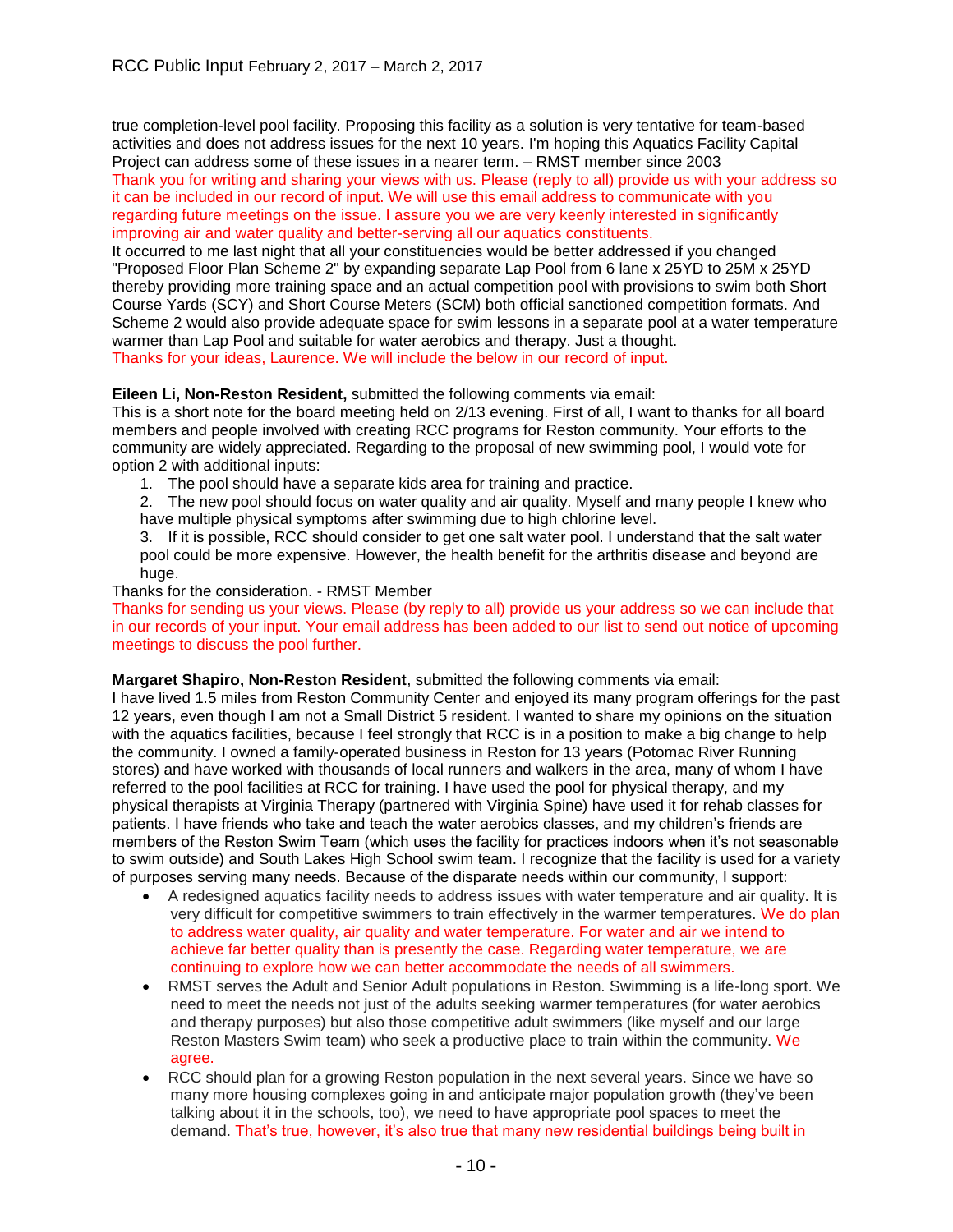true completion-level pool facility. Proposing this facility as a solution is very tentative for team-based activities and does not address issues for the next 10 years. I'm hoping this Aquatics Facility Capital Project can address some of these issues in a nearer term. – RMST member since 2003

Thank you for writing and sharing your views with us. Please (reply to all) provide us with your address so it can be included in our record of input. We will use this email address to communicate with you regarding future meetings on the issue. I assure you we are very keenly interested in significantly improving air and water quality and better-serving all our aquatics constituents.

It occurred to me last night that all your constituencies would be better addressed if you changed "Proposed Floor Plan Scheme 2" by expanding separate Lap Pool from 6 lane x 25YD to 25M x 25YD thereby providing more training space and an actual competition pool with provisions to swim both Short Course Yards (SCY) and Short Course Meters (SCM) both official sanctioned competition formats. And Scheme 2 would also provide adequate space for swim lessons in a separate pool at a water temperature warmer than Lap Pool and suitable for water aerobics and therapy. Just a thought.

Thanks for your ideas, Laurence. We will include the below in our record of input.

**Eileen Li, Non-Reston Resident,** submitted the following comments via email:

This is a short note for the board meeting held on 2/13 evening. First of all, I want to thanks for all board members and people involved with creating RCC programs for Reston community. Your efforts to the community are widely appreciated. Regarding to the proposal of new swimming pool, I would vote for option 2 with additional inputs:

1. The pool should have a separate kids area for training and practice.
2. The new pool should focus on water quality and air quality. Myself and many people I knew who have multiple physical symptoms after swimming due to high chlorine level.
3. If it is possible, RCC should consider to get one salt water pool. I understand that the salt water pool could be more expensive. However, the health benefit for the arthritis disease and beyond are huge.

Thanks for the consideration. - RMST Member

Thanks for sending us your views. Please (by reply to all) provide us your address so we can include that in our records of your input. Your email address has been added to our list to send out notice of upcoming meetings to discuss the pool further.

**Margaret Shapiro, Non-Reston Resident**, submitted the following comments via email:

I have lived 1.5 miles from Reston Community Center and enjoyed its many program offerings for the past 12 years, even though I am not a Small District 5 resident. I wanted to share my opinions on the situation with the aquatics facilities, because I feel strongly that RCC is in a position to make a big change to help the community. I owned a family-operated business in Reston for 13 years (Potomac River Running stores) and have worked with thousands of local runners and walkers in the area, many of whom I have referred to the pool facilities at RCC for training. I have used the pool for physical therapy, and my physical therapists at Virginia Therapy (partnered with Virginia Spine) have used it for rehab classes for patients. I have friends who take and teach the water aerobics classes, and my children's friends are members of the Reston Swim Team (which uses the facility for practices indoors when it's not seasonable to swim outside) and South Lakes High School swim team. I recognize that the facility is used for a variety of purposes serving many needs. Because of the disparate needs within our community, I support:

- A redesigned aquatics facility needs to address issues with water temperature and air quality. It is very difficult for competitive swimmers to train effectively in the warmer temperatures. We do plan to address water quality, air quality and water temperature. For water and air we intend to achieve far better quality than is presently the case. Regarding water temperature, we are continuing to explore how we can better accommodate the needs of all swimmers.
- RMST serves the Adult and Senior Adult populations in Reston. Swimming is a life-long sport. We need to meet the needs not just of the adults seeking warmer temperatures (for water aerobics and therapy purposes) but also those competitive adult swimmers (like myself and our large Reston Masters Swim team) who seek a productive place to train within the community. We agree.
- RCC should plan for a growing Reston population in the next several years. Since we have so many more housing complexes going in and anticipate major population growth (they've been talking about it in the schools, too), we need to have appropriate pool spaces to meet the demand. That's true, however, it's also true that many new residential buildings being built in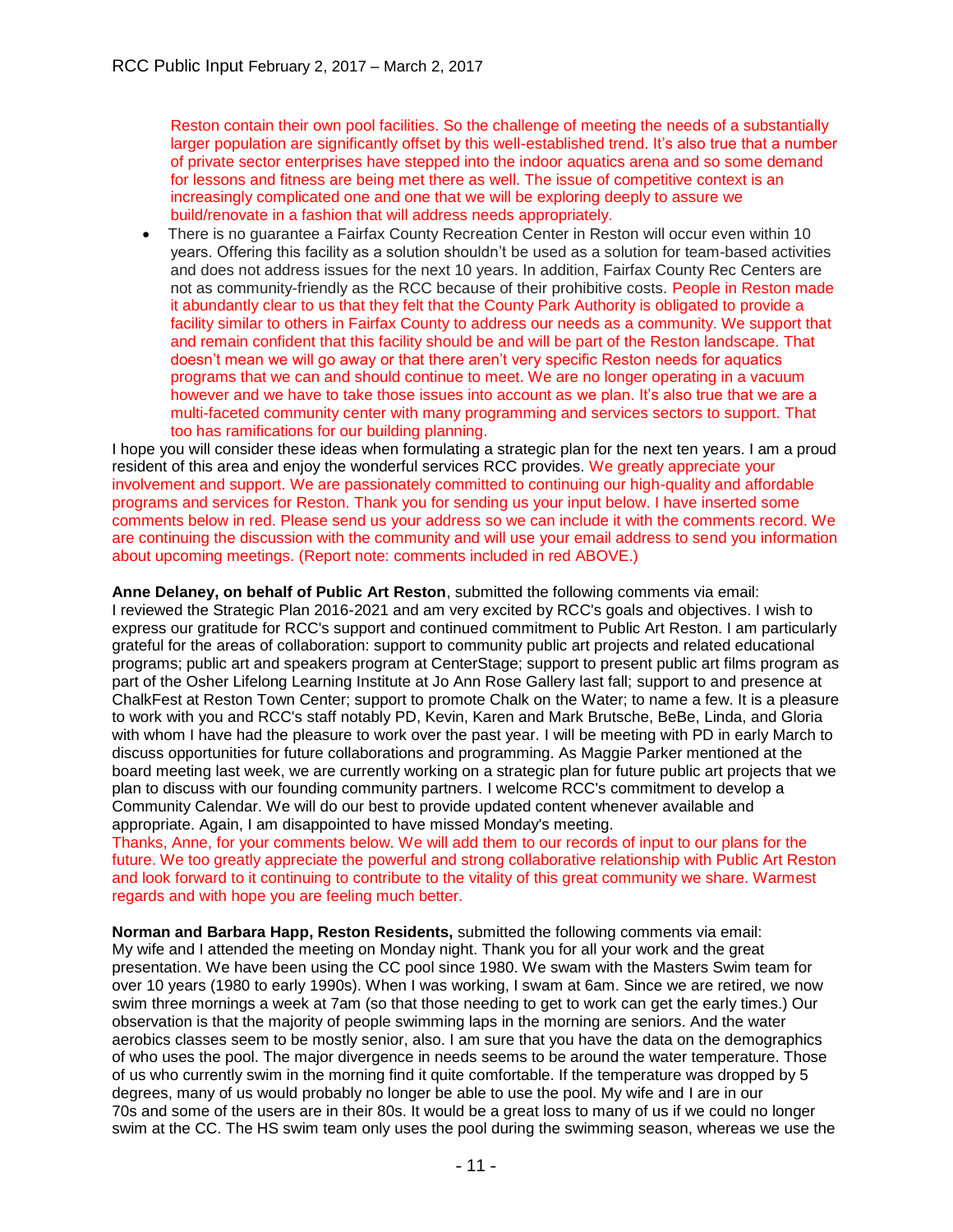Reston contain their own pool facilities. So the challenge of meeting the needs of a substantially larger population are significantly offset by this well-established trend. It's also true that a number of private sector enterprises have stepped into the indoor aquatics arena and so some demand for lessons and fitness are being met there as well. The issue of competitive context is an increasingly complicated one and one that we will be exploring deeply to assure we build/renovate in a fashion that will address needs appropriately.

- There is no guarantee a Fairfax County Recreation Center in Reston will occur even within 10 years. Offering this facility as a solution shouldn't be used as a solution for team-based activities and does not address issues for the next 10 years. In addition, Fairfax County Rec Centers are not as community-friendly as the RCC because of their prohibitive costs. People in Reston made it abundantly clear to us that they felt that the County Park Authority is obligated to provide a facility similar to others in Fairfax County to address our needs as a community. We support that and remain confident that this facility should be and will be part of the Reston landscape. That doesn't mean we will go away or that there aren't very specific Reston needs for aquatics programs that we can and should continue to meet. We are no longer operating in a vacuum however and we have to take those issues into account as we plan. It's also true that we are a multi-faceted community center with many programming and services sectors to support. That too has ramifications for our building planning.

I hope you will consider these ideas when formulating a strategic plan for the next ten years. I am a proud resident of this area and enjoy the wonderful services RCC provides. We greatly appreciate your involvement and support. We are passionately committed to continuing our high-quality and affordable programs and services for Reston. Thank you for sending us your input below. I have inserted some comments below in red. Please send us your address so we can include it with the comments record. We are continuing the discussion with the community and will use your email address to send you information about upcoming meetings. (Report note: comments included in red ABOVE.)

**Anne Delaney, on behalf of Public Art Reston**, submitted the following comments via email:
I reviewed the Strategic Plan 2016-2021 and am very excited by RCC's goals and objectives. I wish to express our gratitude for RCC's support and continued commitment to Public Art Reston. I am particularly grateful for the areas of collaboration: support to community public art projects and related educational programs; public art and speakers program at CenterStage; support to present public art films program as part of the Osher Lifelong Learning Institute at Jo Ann Rose Gallery last fall; support to and presence at ChalkFest at Reston Town Center; support to promote Chalk on the Water; to name a few. It is a pleasure to work with you and RCC's staff notably PD, Kevin, Karen and Mark Brutsche, BeBe, Linda, and Gloria with whom I have had the pleasure to work over the past year. I will be meeting with PD in early March to discuss opportunities for future collaborations and programming. As Maggie Parker mentioned at the board meeting last week, we are currently working on a strategic plan for future public art projects that we plan to discuss with our founding community partners. I welcome RCC's commitment to develop a Community Calendar. We will do our best to provide updated content whenever available and appropriate. Again, I am disappointed to have missed Monday's meeting.
Thanks, Anne, for your comments below. We will add them to our records of input to our plans for the future. We too greatly appreciate the powerful and strong collaborative relationship with Public Art Reston and look forward to it continuing to contribute to the vitality of this great community we share. Warmest regards and with hope you are feeling much better.

**Norman and Barbara Happ, Reston Residents,** submitted the following comments via email:
My wife and I attended the meeting on Monday night. Thank you for all your work and the great presentation. We have been using the CC pool since 1980. We swam with the Masters Swim team for over 10 years (1980 to early 1990s). When I was working, I swam at 6am. Since we are retired, we now swim three mornings a week at 7am (so that those needing to get to work can get the early times.) Our observation is that the majority of people swimming laps in the morning are seniors. And the water aerobics classes seem to be mostly senior, also. I am sure that you have the data on the demographics of who uses the pool. The major divergence in needs seems to be around the water temperature. Those of us who currently swim in the morning find it quite comfortable. If the temperature was dropped by 5 degrees, many of us would probably no longer be able to use the pool. My wife and I are in our 70s and some of the users are in their 80s. It would be a great loss to many of us if we could no longer swim at the CC. The HS swim team only uses the pool during the swimming season, whereas we use the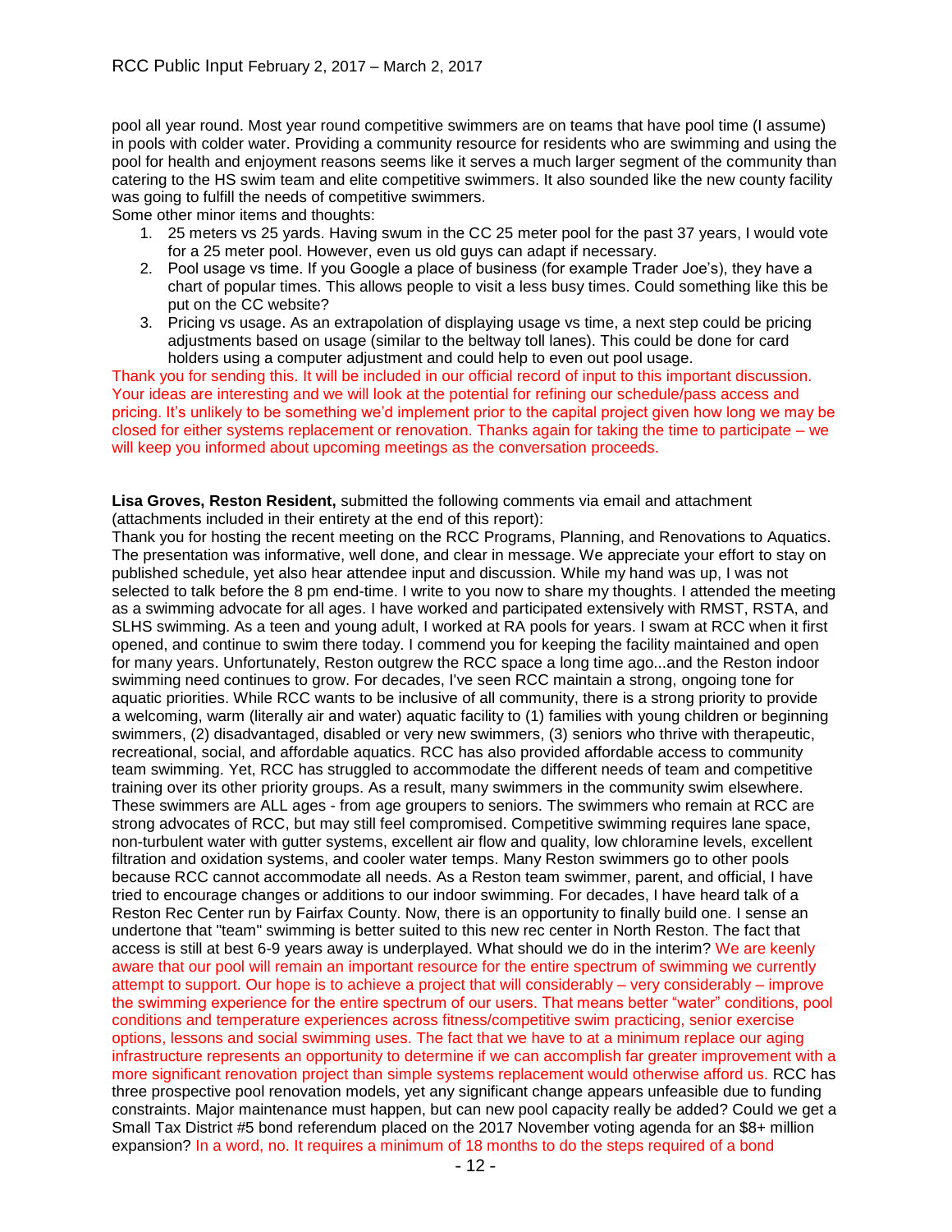pool all year round. Most year round competitive swimmers are on teams that have pool time (I assume) in pools with colder water. Providing a community resource for residents who are swimming and using the pool for health and enjoyment reasons seems like it serves a much larger segment of the community than catering to the HS swim team and elite competitive swimmers. It also sounded like the new county facility was going to fulfill the needs of competitive swimmers.

Some other minor items and thoughts:

1. 25 meters vs 25 yards. Having swum in the CC 25 meter pool for the past 37 years, I would vote for a 25 meter pool. However, even us old guys can adapt if necessary.
2. Pool usage vs time. If you Google a place of business (for example Trader Joe's), they have a chart of popular times. This allows people to visit a less busy times. Could something like this be put on the CC website?
3. Pricing vs usage. As an extrapolation of displaying usage vs time, a next step could be pricing adjustments based on usage (similar to the beltway toll lanes). This could be done for card holders using a computer adjustment and could help to even out pool usage.

Thank you for sending this. It will be included in our official record of input to this important discussion. Your ideas are interesting and we will look at the potential for refining our schedule/pass access and pricing. It's unlikely to be something we'd implement prior to the capital project given how long we may be closed for either systems replacement or renovation. Thanks again for taking the time to participate – we will keep you informed about upcoming meetings as the conversation proceeds.

**Lisa Groves, Reston Resident,** submitted the following comments via email and attachment (attachments included in their entirety at the end of this report):

Thank you for hosting the recent meeting on the RCC Programs, Planning, and Renovations to Aquatics. The presentation was informative, well done, and clear in message. We appreciate your effort to stay on published schedule, yet also hear attendee input and discussion. While my hand was up, I was not selected to talk before the 8 pm end-time. I write to you now to share my thoughts. I attended the meeting as a swimming advocate for all ages. I have worked and participated extensively with RMST, RSTA, and SLHS swimming. As a teen and young adult, I worked at RA pools for years. I swam at RCC when it first opened, and continue to swim there today. I commend you for keeping the facility maintained and open for many years. Unfortunately, Reston outgrew the RCC space a long time ago...and the Reston indoor swimming need continues to grow. For decades, I've seen RCC maintain a strong, ongoing tone for aquatic priorities. While RCC wants to be inclusive of all community, there is a strong priority to provide a welcoming, warm (literally air and water) aquatic facility to (1) families with young children or beginning swimmers, (2) disadvantaged, disabled or very new swimmers, (3) seniors who thrive with therapeutic, recreational, social, and affordable aquatics. RCC has also provided affordable access to community team swimming. Yet, RCC has struggled to accommodate the different needs of team and competitive training over its other priority groups. As a result, many swimmers in the community swim elsewhere. These swimmers are ALL ages - from age groupers to seniors. The swimmers who remain at RCC are strong advocates of RCC, but may still feel compromised. Competitive swimming requires lane space, non-turbulent water with gutter systems, excellent air flow and quality, low chloramine levels, excellent filtration and oxidation systems, and cooler water temps. Many Reston swimmers go to other pools because RCC cannot accommodate all needs. As a Reston team swimmer, parent, and official, I have tried to encourage changes or additions to our indoor swimming. For decades, I have heard talk of a Reston Rec Center run by Fairfax County. Now, there is an opportunity to finally build one. I sense an undertone that "team" swimming is better suited to this new rec center in North Reston. The fact that access is still at best 6-9 years away is underplayed. What should we do in the interim? We are keenly aware that our pool will remain an important resource for the entire spectrum of swimming we currently attempt to support. Our hope is to achieve a project that will considerably – very considerably – improve the swimming experience for the entire spectrum of our users. That means better "water" conditions, pool conditions and temperature experiences across fitness/competitive swim practicing, senior exercise options, lessons and social swimming uses. The fact that we have to at a minimum replace our aging infrastructure represents an opportunity to determine if we can accomplish far greater improvement with a more significant renovation project than simple systems replacement would otherwise afford us. RCC has three prospective pool renovation models, yet any significant change appears unfeasible due to funding constraints. Major maintenance must happen, but can new pool capacity really be added? Could we get a Small Tax District #5 bond referendum placed on the 2017 November voting agenda for an $8+ million expansion? In a word, no. It requires a minimum of 18 months to do the steps required of a bond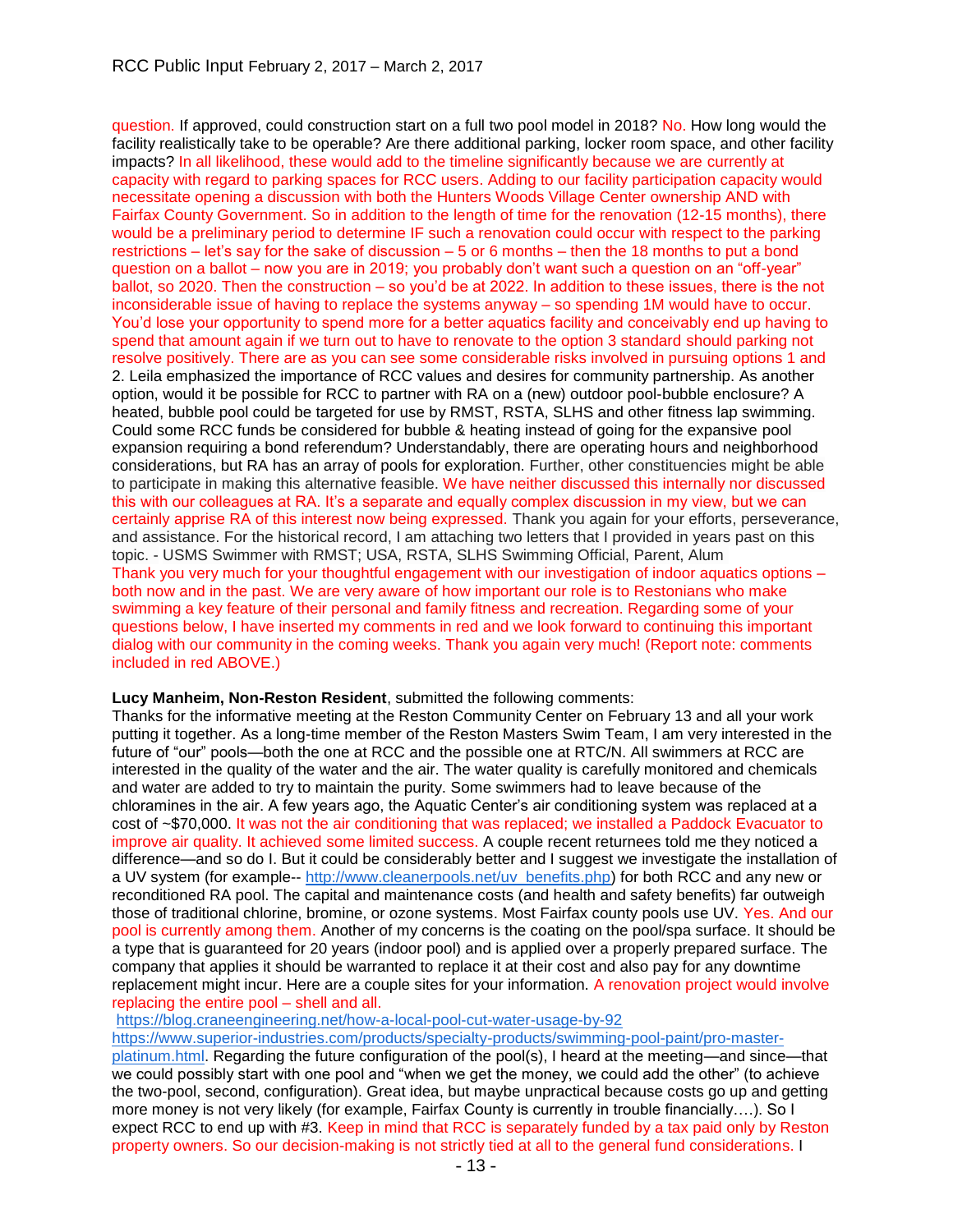question. If approved, could construction start on a full two pool model in 2018? No. How long would the facility realistically take to be operable? Are there additional parking, locker room space, and other facility impacts? In all likelihood, these would add to the timeline significantly because we are currently at capacity with regard to parking spaces for RCC users. Adding to our facility participation capacity would necessitate opening a discussion with both the Hunters Woods Village Center ownership AND with Fairfax County Government. So in addition to the length of time for the renovation (12-15 months), there would be a preliminary period to determine IF such a renovation could occur with respect to the parking restrictions – let's say for the sake of discussion – 5 or 6 months – then the 18 months to put a bond question on a ballot – now you are in 2019; you probably don't want such a question on an "off-year" ballot, so 2020. Then the construction – so you'd be at 2022. In addition to these issues, there is the not inconsiderable issue of having to replace the systems anyway – so spending 1M would have to occur. You'd lose your opportunity to spend more for a better aquatics facility and conceivably end up having to spend that amount again if we turn out to have to renovate to the option 3 standard should parking not resolve positively. There are as you can see some considerable risks involved in pursuing options 1 and 2. Leila emphasized the importance of RCC values and desires for community partnership. As another option, would it be possible for RCC to partner with RA on a (new) outdoor pool-bubble enclosure? A heated, bubble pool could be targeted for use by RMST, RSTA, SLHS and other fitness lap swimming. Could some RCC funds be considered for bubble & heating instead of going for the expansive pool expansion requiring a bond referendum? Understandably, there are operating hours and neighborhood considerations, but RA has an array of pools for exploration. Further, other constituencies might be able to participate in making this alternative feasible. We have neither discussed this internally nor discussed this with our colleagues at RA. It's a separate and equally complex discussion in my view, but we can certainly apprise RA of this interest now being expressed. Thank you again for your efforts, perseverance, and assistance. For the historical record, I am attaching two letters that I provided in years past on this topic. - USMS Swimmer with RMST; USA, RSTA, SLHS Swimming Official, Parent, Alum
Thank you very much for your thoughtful engagement with our investigation of indoor aquatics options – both now and in the past. We are very aware of how important our role is to Restonians who make swimming a key feature of their personal and family fitness and recreation. Regarding some of your questions below, I have inserted my comments in red and we look forward to continuing this important dialog with our community in the coming weeks. Thank you again very much! (Report note: comments included in red ABOVE.)

**Lucy Manheim, Non-Reston Resident**, submitted the following comments:
Thanks for the informative meeting at the Reston Community Center on February 13 and all your work putting it together. As a long-time member of the Reston Masters Swim Team, I am very interested in the future of "our" pools—both the one at RCC and the possible one at RTC/N. All swimmers at RCC are interested in the quality of the water and the air. The water quality is carefully monitored and chemicals and water are added to try to maintain the purity. Some swimmers had to leave because of the chloramines in the air. A few years ago, the Aquatic Center's air conditioning system was replaced at a cost of ~$70,000. It was not the air conditioning that was replaced; we installed a Paddock Evacuator to improve air quality. It achieved some limited success. A couple recent returnees told me they noticed a difference—and so do I. But it could be considerably better and I suggest we investigate the installation of a UV system (for example-- http://www.cleanerpools.net/uv_benefits.php) for both RCC and any new or reconditioned RA pool. The capital and maintenance costs (and health and safety benefits) far outweigh those of traditional chlorine, bromine, or ozone systems. Most Fairfax county pools use UV. Yes. And our pool is currently among them. Another of my concerns is the coating on the pool/spa surface. It should be a type that is guaranteed for 20 years (indoor pool) and is applied over a properly prepared surface. The company that applies it should be warranted to replace it at their cost and also pay for any downtime replacement might incur. Here are a couple sites for your information. A renovation project would involve replacing the entire pool – shell and all.
https://blog.craneengineering.net/how-a-local-pool-cut-water-usage-by-92
https://www.superior-industries.com/products/specialty-products/swimming-pool-paint/pro-master-platinum.html. Regarding the future configuration of the pool(s), I heard at the meeting—and since—that we could possibly start with one pool and "when we get the money, we could add the other" (to achieve the two-pool, second, configuration). Great idea, but maybe unpractical because costs go up and getting more money is not very likely (for example, Fairfax County is currently in trouble financially….). So I expect RCC to end up with #3. Keep in mind that RCC is separately funded by a tax paid only by Reston property owners. So our decision-making is not strictly tied at all to the general fund considerations. I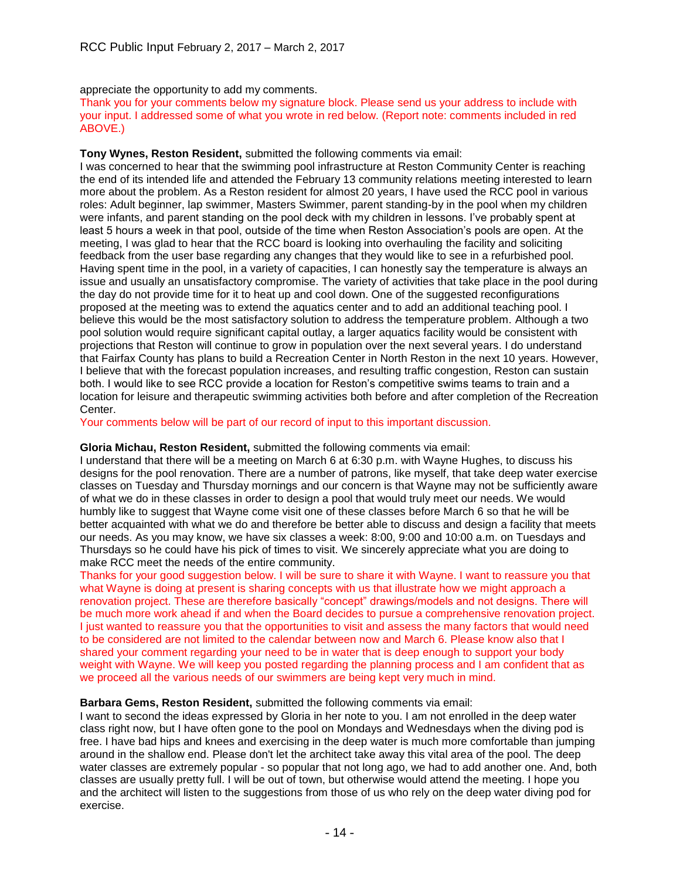appreciate the opportunity to add my comments.

Thank you for your comments below my signature block. Please send us your address to include with your input. I addressed some of what you wrote in red below. (Report note: comments included in red ABOVE.)

**Tony Wynes, Reston Resident,** submitted the following comments via email:

I was concerned to hear that the swimming pool infrastructure at Reston Community Center is reaching the end of its intended life and attended the February 13 community relations meeting interested to learn more about the problem. As a Reston resident for almost 20 years, I have used the RCC pool in various roles: Adult beginner, lap swimmer, Masters Swimmer, parent standing-by in the pool when my children were infants, and parent standing on the pool deck with my children in lessons. I've probably spent at least 5 hours a week in that pool, outside of the time when Reston Association's pools are open. At the meeting, I was glad to hear that the RCC board is looking into overhauling the facility and soliciting feedback from the user base regarding any changes that they would like to see in a refurbished pool. Having spent time in the pool, in a variety of capacities, I can honestly say the temperature is always an issue and usually an unsatisfactory compromise. The variety of activities that take place in the pool during the day do not provide time for it to heat up and cool down. One of the suggested reconfigurations proposed at the meeting was to extend the aquatics center and to add an additional teaching pool. I believe this would be the most satisfactory solution to address the temperature problem. Although a two pool solution would require significant capital outlay, a larger aquatics facility would be consistent with projections that Reston will continue to grow in population over the next several years. I do understand that Fairfax County has plans to build a Recreation Center in North Reston in the next 10 years. However, I believe that with the forecast population increases, and resulting traffic congestion, Reston can sustain both. I would like to see RCC provide a location for Reston's competitive swims teams to train and a location for leisure and therapeutic swimming activities both before and after completion of the Recreation Center.

Your comments below will be part of our record of input to this important discussion.

**Gloria Michau, Reston Resident,** submitted the following comments via email:

I understand that there will be a meeting on March 6 at 6:30 p.m. with Wayne Hughes, to discuss his designs for the pool renovation. There are a number of patrons, like myself, that take deep water exercise classes on Tuesday and Thursday mornings and our concern is that Wayne may not be sufficiently aware of what we do in these classes in order to design a pool that would truly meet our needs. We would humbly like to suggest that Wayne come visit one of these classes before March 6 so that he will be better acquainted with what we do and therefore be better able to discuss and design a facility that meets our needs. As you may know, we have six classes a week: 8:00, 9:00 and 10:00 a.m. on Tuesdays and Thursdays so he could have his pick of times to visit. We sincerely appreciate what you are doing to make RCC meet the needs of the entire community.

Thanks for your good suggestion below. I will be sure to share it with Wayne. I want to reassure you that what Wayne is doing at present is sharing concepts with us that illustrate how we might approach a renovation project. These are therefore basically "concept" drawings/models and not designs. There will be much more work ahead if and when the Board decides to pursue a comprehensive renovation project. I just wanted to reassure you that the opportunities to visit and assess the many factors that would need to be considered are not limited to the calendar between now and March 6. Please know also that I shared your comment regarding your need to be in water that is deep enough to support your body weight with Wayne. We will keep you posted regarding the planning process and I am confident that as we proceed all the various needs of our swimmers are being kept very much in mind.

**Barbara Gems, Reston Resident,** submitted the following comments via email:

I want to second the ideas expressed by Gloria in her note to you. I am not enrolled in the deep water class right now, but I have often gone to the pool on Mondays and Wednesdays when the diving pod is free. I have bad hips and knees and exercising in the deep water is much more comfortable than jumping around in the shallow end. Please don't let the architect take away this vital area of the pool. The deep water classes are extremely popular - so popular that not long ago, we had to add another one. And, both classes are usually pretty full. I will be out of town, but otherwise would attend the meeting. I hope you and the architect will listen to the suggestions from those of us who rely on the deep water diving pod for exercise.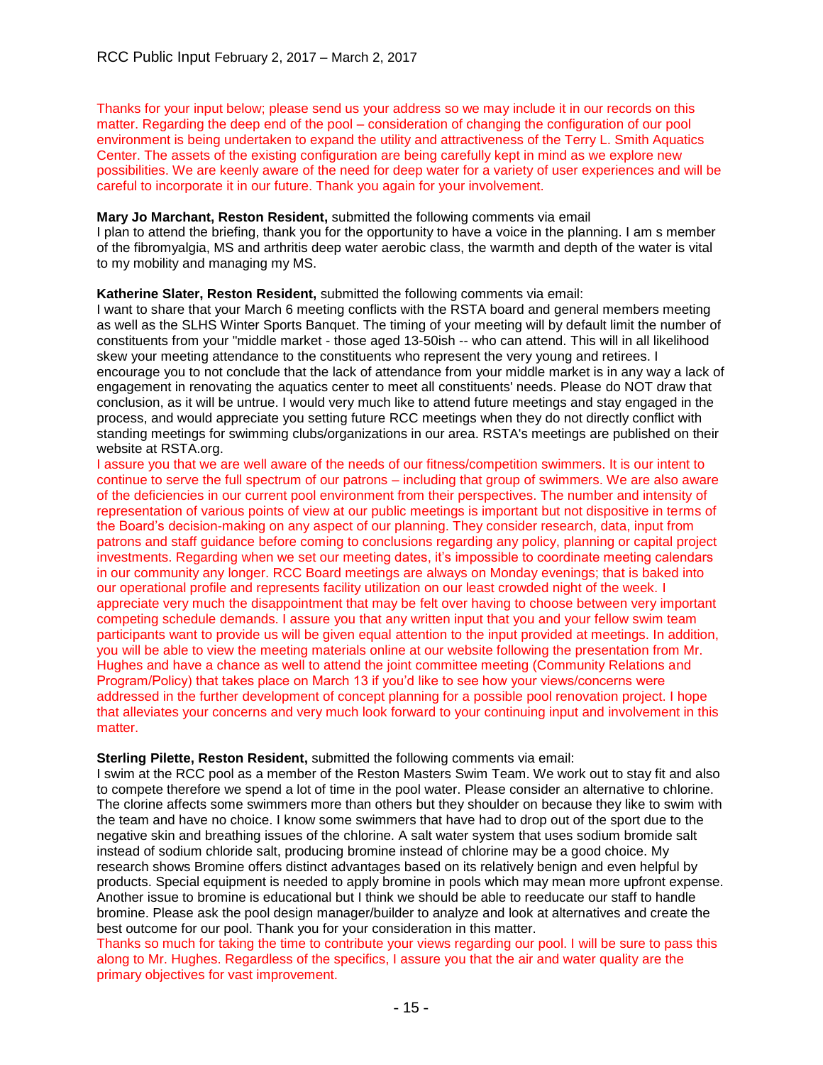Thanks for your input below; please send us your address so we may include it in our records on this matter. Regarding the deep end of the pool – consideration of changing the configuration of our pool environment is being undertaken to expand the utility and attractiveness of the Terry L. Smith Aquatics Center. The assets of the existing configuration are being carefully kept in mind as we explore new possibilities. We are keenly aware of the need for deep water for a variety of user experiences and will be careful to incorporate it in our future. Thank you again for your involvement.

**Mary Jo Marchant, Reston Resident,** submitted the following comments via email
I plan to attend the briefing, thank you for the opportunity to have a voice in the planning. I am s member of the fibromyalgia, MS and arthritis deep water aerobic class, the warmth and depth of the water is vital to my mobility and managing my MS.

**Katherine Slater, Reston Resident,** submitted the following comments via email:
I want to share that your March 6 meeting conflicts with the RSTA board and general members meeting as well as the SLHS Winter Sports Banquet. The timing of your meeting will by default limit the number of constituents from your "middle market - those aged 13-50ish -- who can attend. This will in all likelihood skew your meeting attendance to the constituents who represent the very young and retirees. I encourage you to not conclude that the lack of attendance from your middle market is in any way a lack of engagement in renovating the aquatics center to meet all constituents' needs. Please do NOT draw that conclusion, as it will be untrue. I would very much like to attend future meetings and stay engaged in the process, and would appreciate you setting future RCC meetings when they do not directly conflict with standing meetings for swimming clubs/organizations in our area. RSTA's meetings are published on their website at RSTA.org.
I assure you that we are well aware of the needs of our fitness/competition swimmers. It is our intent to continue to serve the full spectrum of our patrons – including that group of swimmers. We are also aware of the deficiencies in our current pool environment from their perspectives. The number and intensity of representation of various points of view at our public meetings is important but not dispositive in terms of the Board's decision-making on any aspect of our planning. They consider research, data, input from patrons and staff guidance before coming to conclusions regarding any policy, planning or capital project investments. Regarding when we set our meeting dates, it's impossible to coordinate meeting calendars in our community any longer. RCC Board meetings are always on Monday evenings; that is baked into our operational profile and represents facility utilization on our least crowded night of the week. I appreciate very much the disappointment that may be felt over having to choose between very important competing schedule demands. I assure you that any written input that you and your fellow swim team participants want to provide us will be given equal attention to the input provided at meetings. In addition, you will be able to view the meeting materials online at our website following the presentation from Mr. Hughes and have a chance as well to attend the joint committee meeting (Community Relations and Program/Policy) that takes place on March 13 if you'd like to see how your views/concerns were addressed in the further development of concept planning for a possible pool renovation project. I hope that alleviates your concerns and very much look forward to your continuing input and involvement in this matter.

**Sterling Pilette, Reston Resident,** submitted the following comments via email:
I swim at the RCC pool as a member of the Reston Masters Swim Team. We work out to stay fit and also to compete therefore we spend a lot of time in the pool water. Please consider an alternative to chlorine. The clorine affects some swimmers more than others but they shoulder on because they like to swim with the team and have no choice. I know some swimmers that have had to drop out of the sport due to the negative skin and breathing issues of the chlorine. A salt water system that uses sodium bromide salt instead of sodium chloride salt, producing bromine instead of chlorine may be a good choice. My research shows Bromine offers distinct advantages based on its relatively benign and even helpful by products. Special equipment is needed to apply bromine in pools which may mean more upfront expense. Another issue to bromine is educational but I think we should be able to reeducate our staff to handle bromine. Please ask the pool design manager/builder to analyze and look at alternatives and create the best outcome for our pool. Thank you for your consideration in this matter.
Thanks so much for taking the time to contribute your views regarding our pool. I will be sure to pass this along to Mr. Hughes. Regardless of the specifics, I assure you that the air and water quality are the primary objectives for vast improvement.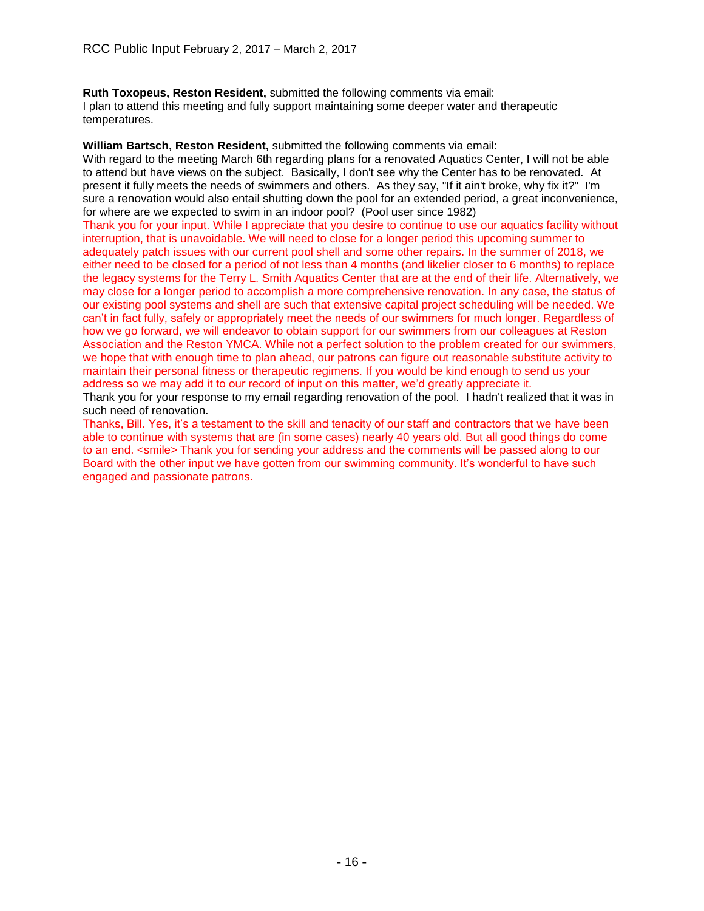**Ruth Toxopeus, Reston Resident,** submitted the following comments via email:
I plan to attend this meeting and fully support maintaining some deeper water and therapeutic temperatures.

**William Bartsch, Reston Resident,** submitted the following comments via email:
With regard to the meeting March 6th regarding plans for a renovated Aquatics Center, I will not be able to attend but have views on the subject. Basically, I don't see why the Center has to be renovated. At present it fully meets the needs of swimmers and others. As they say, "If it ain't broke, why fix it?" I'm sure a renovation would also entail shutting down the pool for an extended period, a great inconvenience, for where are we expected to swim in an indoor pool? (Pool user since 1982)
Thank you for your input. While I appreciate that you desire to continue to use our aquatics facility without interruption, that is unavoidable. We will need to close for a longer period this upcoming summer to adequately patch issues with our current pool shell and some other repairs. In the summer of 2018, we either need to be closed for a period of not less than 4 months (and likelier closer to 6 months) to replace the legacy systems for the Terry L. Smith Aquatics Center that are at the end of their life. Alternatively, we may close for a longer period to accomplish a more comprehensive renovation. In any case, the status of our existing pool systems and shell are such that extensive capital project scheduling will be needed. We can't in fact fully, safely or appropriately meet the needs of our swimmers for much longer. Regardless of how we go forward, we will endeavor to obtain support for our swimmers from our colleagues at Reston Association and the Reston YMCA. While not a perfect solution to the problem created for our swimmers, we hope that with enough time to plan ahead, our patrons can figure out reasonable substitute activity to maintain their personal fitness or therapeutic regimens. If you would be kind enough to send us your address so we may add it to our record of input on this matter, we'd greatly appreciate it.
Thank you for your response to my email regarding renovation of the pool. I hadn't realized that it was in such need of renovation.
Thanks, Bill. Yes, it's a testament to the skill and tenacity of our staff and contractors that we have been able to continue with systems that are (in some cases) nearly 40 years old. But all good things do come to an end. <smile> Thank you for sending your address and the comments will be passed along to our Board with the other input we have gotten from our swimming community. It's wonderful to have such engaged and passionate patrons.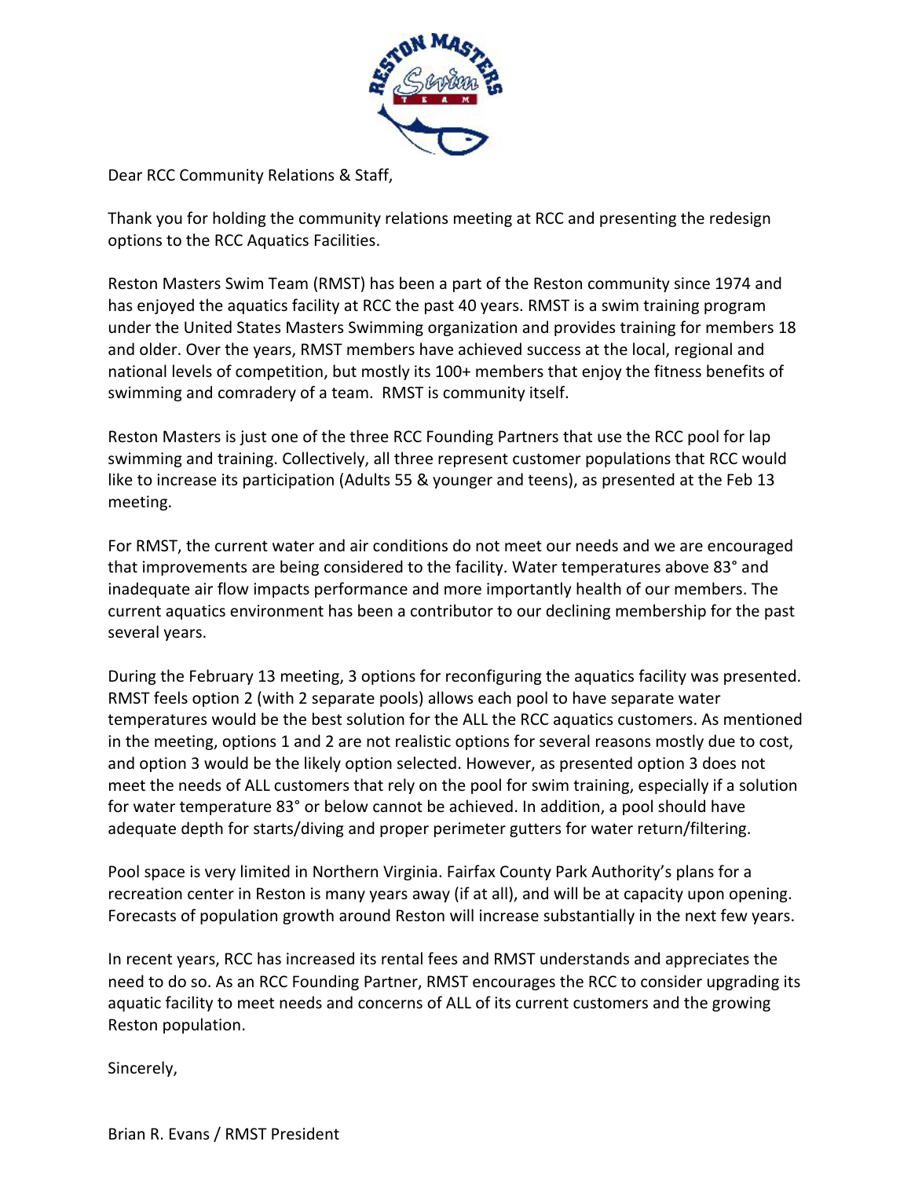Dear RCC Community Relations & Staff,

Thank you for holding the community relations meeting at RCC and presenting the redesign options to the RCC Aquatics Facilities.

Reston Masters Swim Team (RMST) has been a part of the Reston community since 1974 and has enjoyed the aquatics facility at RCC the past 40 years. RMST is a swim training program under the United States Masters Swimming organization and provides training for members 18 and older. Over the years, RMST members have achieved success at the local, regional and national levels of competition, but mostly its 100+ members that enjoy the fitness benefits of swimming and comradery of a team. RMST is community itself.

Reston Masters is just one of the three RCC Founding Partners that use the RCC pool for lap swimming and training. Collectively, all three represent customer populations that RCC would like to increase its participation (Adults 55 & younger and teens), as presented at the Feb 13 meeting.

For RMST, the current water and air conditions do not meet our needs and we are encouraged that improvements are being considered to the facility. Water temperatures above 83° and inadequate air flow impacts performance and more importantly health of our members. The current aquatics environment has been a contributor to our declining membership for the past several years.

During the February 13 meeting, 3 options for reconfiguring the aquatics facility was presented. RMST feels option 2 (with 2 separate pools) allows each pool to have separate water temperatures would be the best solution for the ALL the RCC aquatics customers. As mentioned in the meeting, options 1 and 2 are not realistic options for several reasons mostly due to cost, and option 3 would be the likely option selected. However, as presented option 3 does not meet the needs of ALL customers that rely on the pool for swim training, especially if a solution for water temperature 83° or below cannot be achieved. In addition, a pool should have adequate depth for starts/diving and proper perimeter gutters for water return/filtering.

Pool space is very limited in Northern Virginia. Fairfax County Park Authority's plans for a recreation center in Reston is many years away (if at all), and will be at capacity upon opening. Forecasts of population growth around Reston will increase substantially in the next few years.

In recent years, RCC has increased its rental fees and RMST understands and appreciates the need to do so. As an RCC Founding Partner, RMST encourages the RCC to consider upgrading its aquatic facility to meet needs and concerns of ALL of its current customers and the growing Reston population.

Sincerely,

Brian R. Evans / RMST President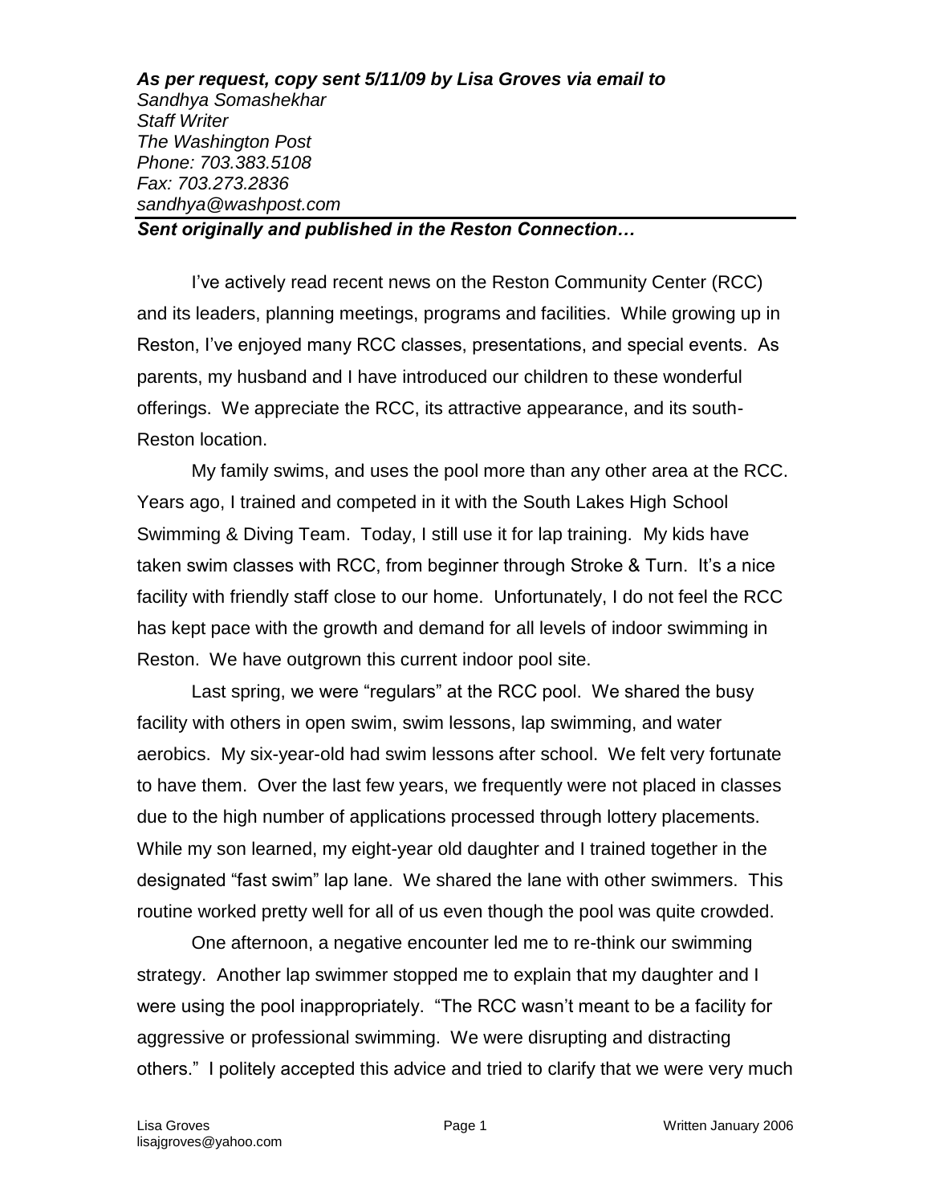***As per request, copy sent 5/11/09 by Lisa Groves via email to***
*Sandhya Somashekhar*
*Staff Writer*
*The Washington Post*
*Phone: 703.383.5108*
*Fax: 703.273.2836*
*sandhya@washpost.com*

***Sent originally and published in the Reston Connection…***

---

I've actively read recent news on the Reston Community Center (RCC) and its leaders, planning meetings, programs and facilities. While growing up in Reston, I've enjoyed many RCC classes, presentations, and special events. As parents, my husband and I have introduced our children to these wonderful offerings. We appreciate the RCC, its attractive appearance, and its south-Reston location.

My family swims, and uses the pool more than any other area at the RCC. Years ago, I trained and competed in it with the South Lakes High School Swimming & Diving Team. Today, I still use it for lap training. My kids have taken swim classes with RCC, from beginner through Stroke & Turn. It's a nice facility with friendly staff close to our home. Unfortunately, I do not feel the RCC has kept pace with the growth and demand for all levels of indoor swimming in Reston. We have outgrown this current indoor pool site.

Last spring, we were "regulars" at the RCC pool. We shared the busy facility with others in open swim, swim lessons, lap swimming, and water aerobics. My six-year-old had swim lessons after school. We felt very fortunate to have them. Over the last few years, we frequently were not placed in classes due to the high number of applications processed through lottery placements. While my son learned, my eight-year old daughter and I trained together in the designated "fast swim" lap lane. We shared the lane with other swimmers. This routine worked pretty well for all of us even though the pool was quite crowded.

One afternoon, a negative encounter led me to re-think our swimming strategy. Another lap swimmer stopped me to explain that my daughter and I were using the pool inappropriately. "The RCC wasn't meant to be a facility for aggressive or professional swimming. We were disrupting and distracting others." I politely accepted this advice and tried to clarify that we were very much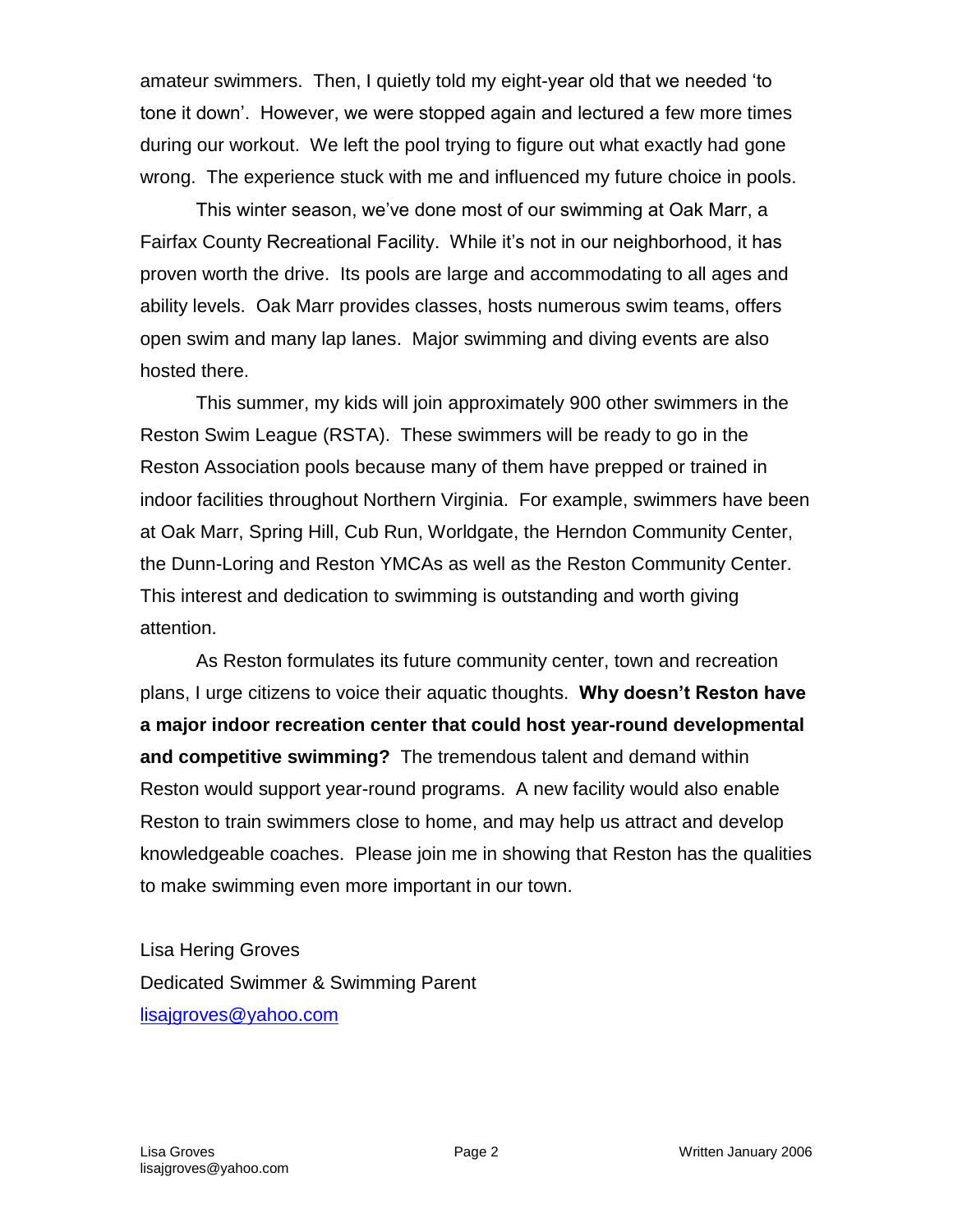amateur swimmers. Then, I quietly told my eight-year old that we needed 'to tone it down'. However, we were stopped again and lectured a few more times during our workout. We left the pool trying to figure out what exactly had gone wrong. The experience stuck with me and influenced my future choice in pools.

This winter season, we've done most of our swimming at Oak Marr, a Fairfax County Recreational Facility. While it's not in our neighborhood, it has proven worth the drive. Its pools are large and accommodating to all ages and ability levels. Oak Marr provides classes, hosts numerous swim teams, offers open swim and many lap lanes. Major swimming and diving events are also hosted there.

This summer, my kids will join approximately 900 other swimmers in the Reston Swim League (RSTA). These swimmers will be ready to go in the Reston Association pools because many of them have prepped or trained in indoor facilities throughout Northern Virginia. For example, swimmers have been at Oak Marr, Spring Hill, Cub Run, Worldgate, the Herndon Community Center, the Dunn-Loring and Reston YMCAs as well as the Reston Community Center. This interest and dedication to swimming is outstanding and worth giving attention.

As Reston formulates its future community center, town and recreation plans, I urge citizens to voice their aquatic thoughts. **Why doesn't Reston have a major indoor recreation center that could host year-round developmental and competitive swimming?** The tremendous talent and demand within Reston would support year-round programs. A new facility would also enable Reston to train swimmers close to home, and may help us attract and develop knowledgeable coaches. Please join me in showing that Reston has the qualities to make swimming even more important in our town.

Lisa Hering Groves
Dedicated Swimmer & Swimming Parent
lisajgroves@yahoo.com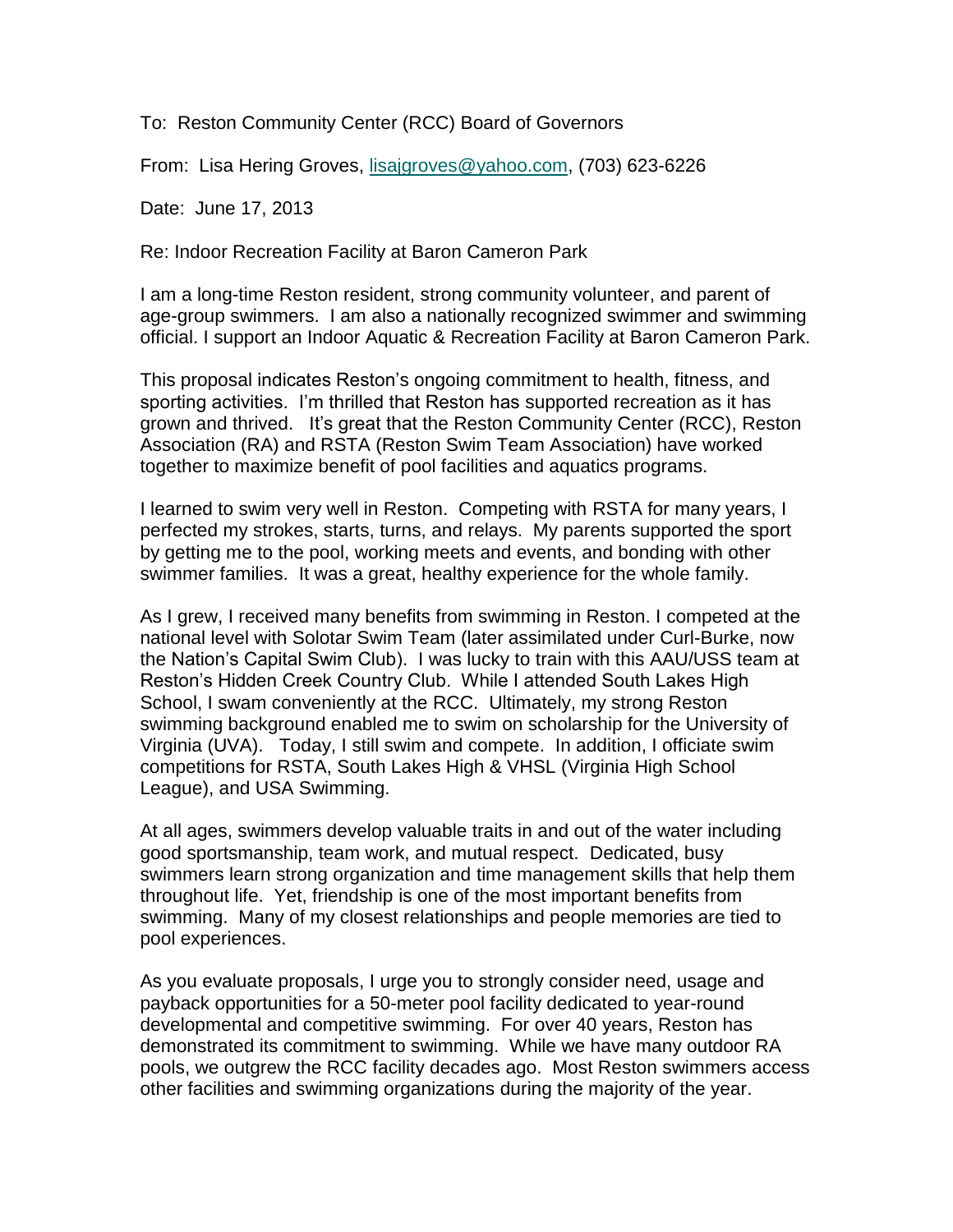To: Reston Community Center (RCC) Board of Governors

From: Lisa Hering Groves, lisajgroves@yahoo.com, (703) 623-6226

Date: June 17, 2013

Re: Indoor Recreation Facility at Baron Cameron Park

I am a long-time Reston resident, strong community volunteer, and parent of age-group swimmers. I am also a nationally recognized swimmer and swimming official. I support an Indoor Aquatic & Recreation Facility at Baron Cameron Park.

This proposal indicates Reston's ongoing commitment to health, fitness, and sporting activities. I'm thrilled that Reston has supported recreation as it has grown and thrived. It's great that the Reston Community Center (RCC), Reston Association (RA) and RSTA (Reston Swim Team Association) have worked together to maximize benefit of pool facilities and aquatics programs.

I learned to swim very well in Reston. Competing with RSTA for many years, I perfected my strokes, starts, turns, and relays. My parents supported the sport by getting me to the pool, working meets and events, and bonding with other swimmer families. It was a great, healthy experience for the whole family.

As I grew, I received many benefits from swimming in Reston. I competed at the national level with Solotar Swim Team (later assimilated under Curl-Burke, now the Nation's Capital Swim Club). I was lucky to train with this AAU/USS team at Reston's Hidden Creek Country Club. While I attended South Lakes High School, I swam conveniently at the RCC. Ultimately, my strong Reston swimming background enabled me to swim on scholarship for the University of Virginia (UVA). Today, I still swim and compete. In addition, I officiate swim competitions for RSTA, South Lakes High & VHSL (Virginia High School League), and USA Swimming.

At all ages, swimmers develop valuable traits in and out of the water including good sportsmanship, team work, and mutual respect. Dedicated, busy swimmers learn strong organization and time management skills that help them throughout life. Yet, friendship is one of the most important benefits from swimming. Many of my closest relationships and people memories are tied to pool experiences.

As you evaluate proposals, I urge you to strongly consider need, usage and payback opportunities for a 50-meter pool facility dedicated to year-round developmental and competitive swimming. For over 40 years, Reston has demonstrated its commitment to swimming. While we have many outdoor RA pools, we outgrew the RCC facility decades ago. Most Reston swimmers access other facilities and swimming organizations during the majority of the year.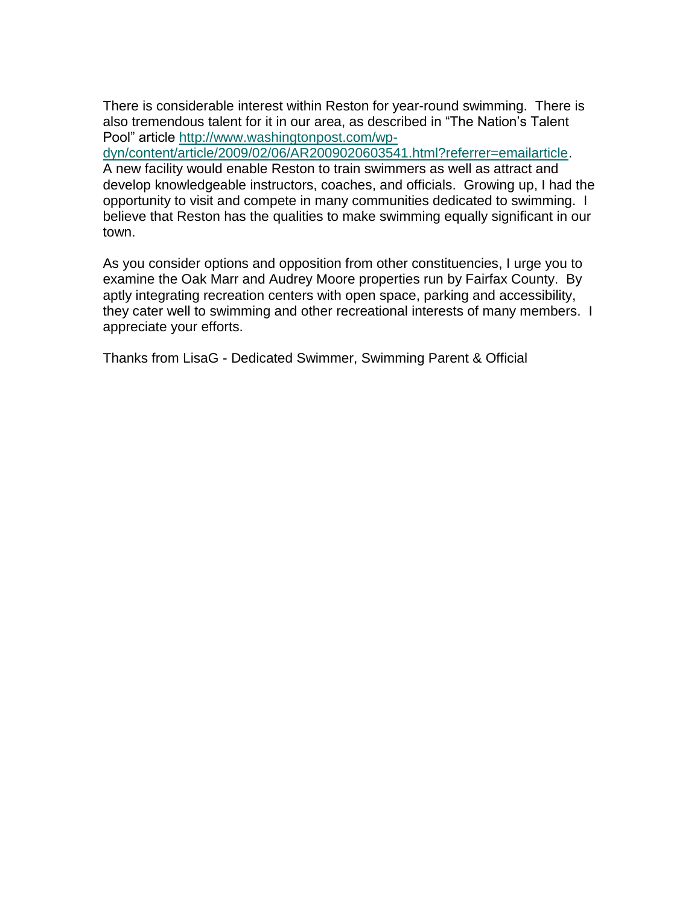There is considerable interest within Reston for year-round swimming. There is also tremendous talent for it in our area, as described in “The Nation’s Talent Pool” article [http://www.washingtonpost.com/wp-dyn/content/article/2009/02/06/AR2009020603541.html?referrer=emailarticle](http://www.washingtonpost.com/wp-dyn/content/article/2009/02/06/AR2009020603541.html?referrer=emailarticle). A new facility would enable Reston to train swimmers as well as attract and develop knowledgeable instructors, coaches, and officials. Growing up, I had the opportunity to visit and compete in many communities dedicated to swimming. I believe that Reston has the qualities to make swimming equally significant in our town.

As you consider options and opposition from other constituencies, I urge you to examine the Oak Marr and Audrey Moore properties run by Fairfax County. By aptly integrating recreation centers with open space, parking and accessibility, they cater well to swimming and other recreational interests of many members. I appreciate your efforts.

Thanks from LisaG - Dedicated Swimmer, Swimming Parent & Official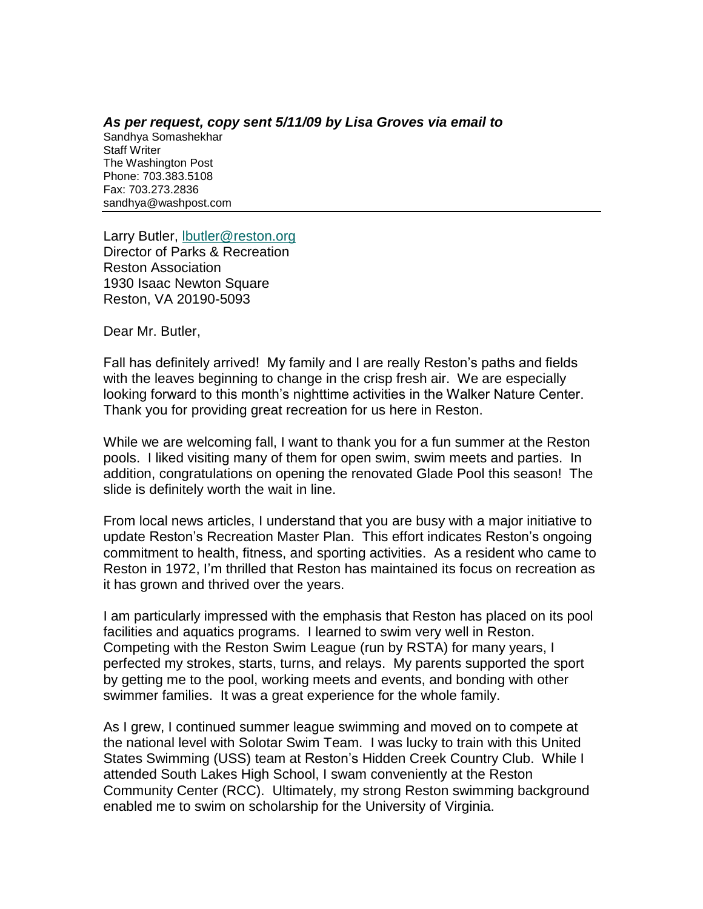***As per request, copy sent 5/11/09 by Lisa Groves via email to***

Sandhya Somashekhar
Staff Writer
The Washington Post
Phone: 703.383.5108
Fax: 703.273.2836
sandhya@washpost.com

---

Larry Butler, lbutler@reston.org
Director of Parks & Recreation
Reston Association
1930 Isaac Newton Square
Reston, VA 20190-5093

Dear Mr. Butler,

Fall has definitely arrived! My family and I are really Reston's paths and fields with the leaves beginning to change in the crisp fresh air. We are especially looking forward to this month's nighttime activities in the Walker Nature Center. Thank you for providing great recreation for us here in Reston.

While we are welcoming fall, I want to thank you for a fun summer at the Reston pools. I liked visiting many of them for open swim, swim meets and parties. In addition, congratulations on opening the renovated Glade Pool this season! The slide is definitely worth the wait in line.

From local news articles, I understand that you are busy with a major initiative to update Reston's Recreation Master Plan. This effort indicates Reston's ongoing commitment to health, fitness, and sporting activities. As a resident who came to Reston in 1972, I'm thrilled that Reston has maintained its focus on recreation as it has grown and thrived over the years.

I am particularly impressed with the emphasis that Reston has placed on its pool facilities and aquatics programs. I learned to swim very well in Reston. Competing with the Reston Swim League (run by RSTA) for many years, I perfected my strokes, starts, turns, and relays. My parents supported the sport by getting me to the pool, working meets and events, and bonding with other swimmer families. It was a great experience for the whole family.

As I grew, I continued summer league swimming and moved on to compete at the national level with Solotar Swim Team. I was lucky to train with this United States Swimming (USS) team at Reston's Hidden Creek Country Club. While I attended South Lakes High School, I swam conveniently at the Reston Community Center (RCC). Ultimately, my strong Reston swimming background enabled me to swim on scholarship for the University of Virginia.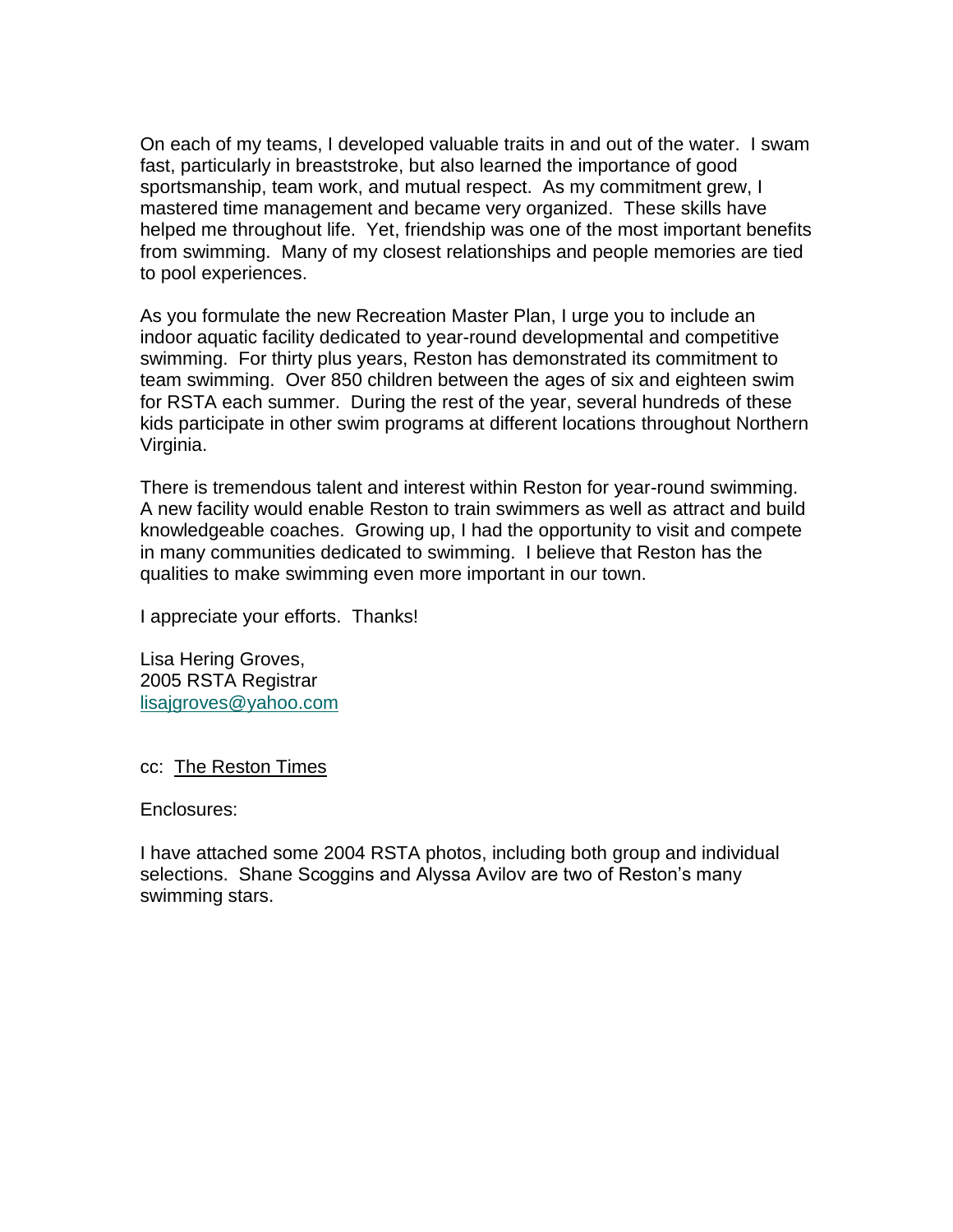On each of my teams, I developed valuable traits in and out of the water. I swam fast, particularly in breaststroke, but also learned the importance of good sportsmanship, team work, and mutual respect. As my commitment grew, I mastered time management and became very organized. These skills have helped me throughout life. Yet, friendship was one of the most important benefits from swimming. Many of my closest relationships and people memories are tied to pool experiences.

As you formulate the new Recreation Master Plan, I urge you to include an indoor aquatic facility dedicated to year-round developmental and competitive swimming. For thirty plus years, Reston has demonstrated its commitment to team swimming. Over 850 children between the ages of six and eighteen swim for RSTA each summer. During the rest of the year, several hundreds of these kids participate in other swim programs at different locations throughout Northern Virginia.

There is tremendous talent and interest within Reston for year-round swimming. A new facility would enable Reston to train swimmers as well as attract and build knowledgeable coaches. Growing up, I had the opportunity to visit and compete in many communities dedicated to swimming. I believe that Reston has the qualities to make swimming even more important in our town.

I appreciate your efforts. Thanks!

Lisa Hering Groves,
2005 RSTA Registrar
lisajgroves@yahoo.com

cc: The Reston Times

Enclosures:

I have attached some 2004 RSTA photos, including both group and individual selections. Shane Scoggins and Alyssa Avilov are two of Reston's many swimming stars.